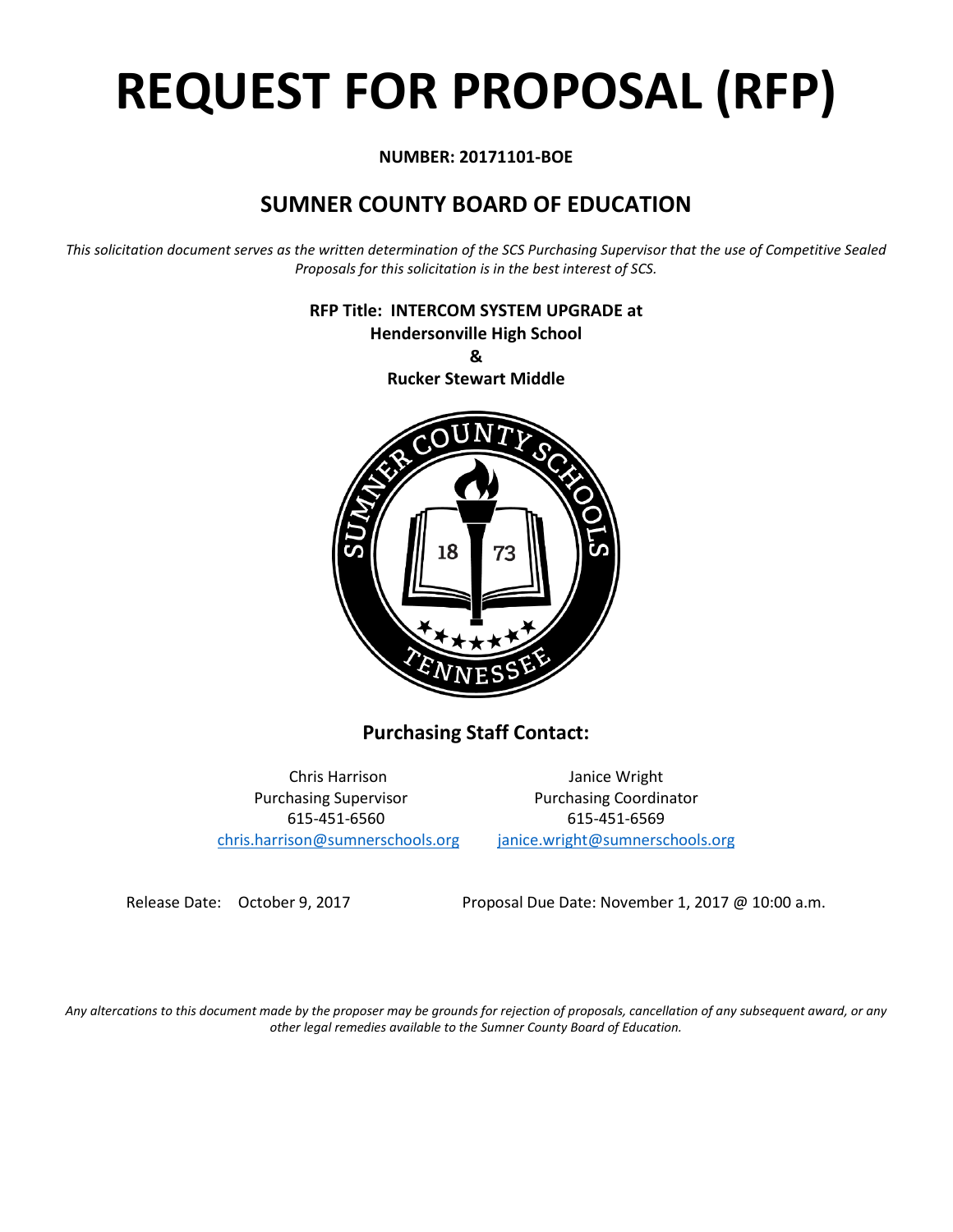# REQUEST FOR PROPOSAL (RFP)

**NUMBER: 20171101-BOE**

## SUMNER COUNTY BOARD OF EDUCATION

*This solicitation document serves as the written determination of the SCS Purchasing Supervisor that the use of Competitive Sealed Proposals for this solicitation is in the best interest of SCS.*

**RFP Title: INTERCOM SYSTEM UPGRADE at**
**Hendersonville High School**
**&**
**Rucker Stewart Middle**

### Purchasing Staff Contact:

Chris Harrison
Purchasing Supervisor
615-451-6560
chris.harrison@sumnerschools.org

Janice Wright
Purchasing Coordinator
615-451-6569
janice.wright@sumnerschools.org

Release Date: October 9, 2017

Proposal Due Date: November 1, 2017 @ 10:00 a.m.

*Any altercations to this document made by the proposer may be grounds for rejection of proposals, cancellation of any subsequent award, or any other legal remedies available to the Sumner County Board of Education.*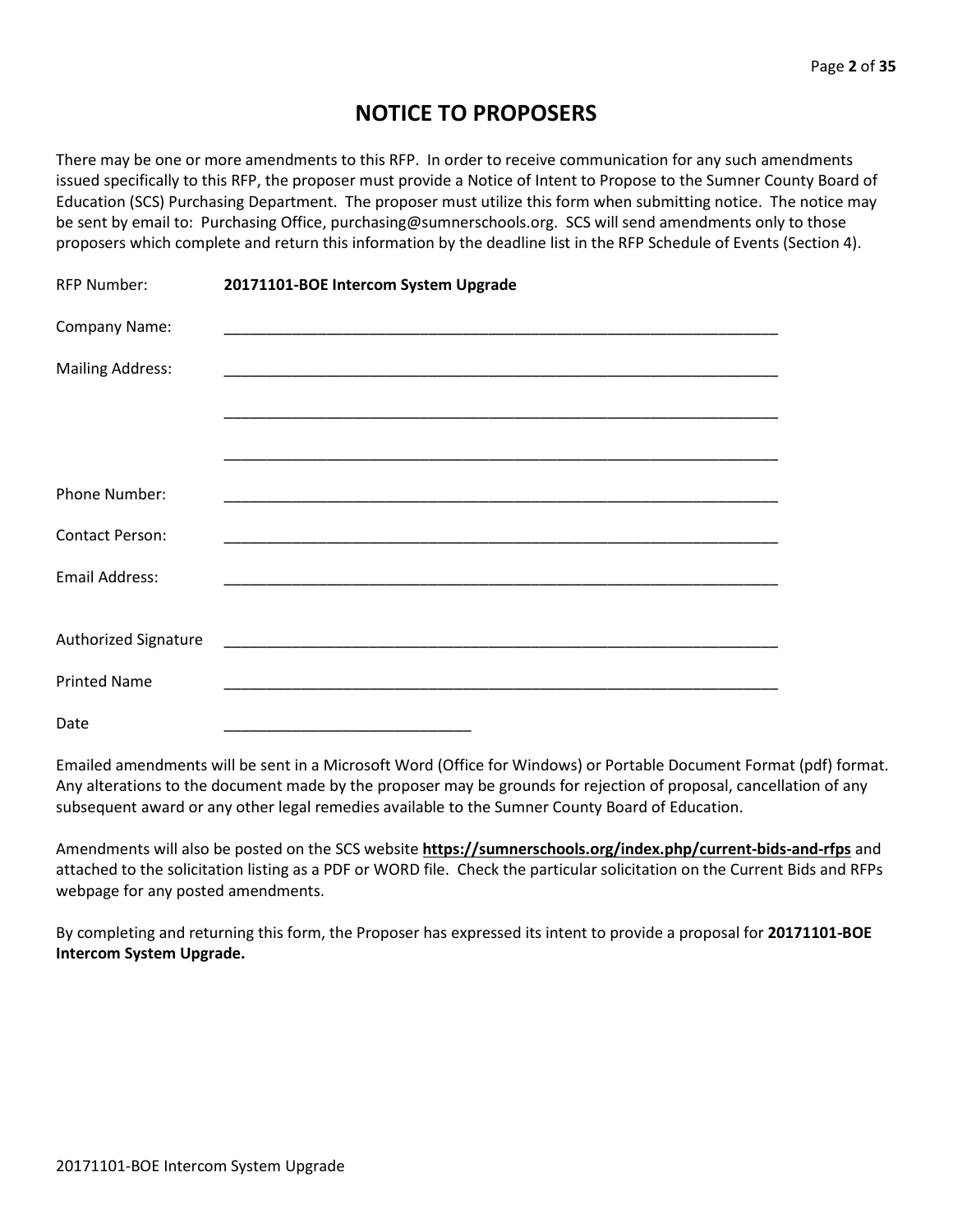# NOTICE TO PROPOSERS

There may be one or more amendments to this RFP. In order to receive communication for any such amendments issued specifically to this RFP, the proposer must provide a Notice of Intent to Propose to the Sumner County Board of Education (SCS) Purchasing Department. The proposer must utilize this form when submitting notice. The notice may be sent by email to: Purchasing Office, purchasing@sumnerschools.org. SCS will send amendments only to those proposers which complete and return this information by the deadline list in the RFP Schedule of Events (Section 4).

RFP Number: **20171101-BOE Intercom System Upgrade**

Company Name: ____________________________________________________________________

Mailing Address: ____________________________________________________________________

____________________________________________________________________

____________________________________________________________________

Phone Number: ____________________________________________________________________

Contact Person: ____________________________________________________________________

Email Address: ____________________________________________________________________

Authorized Signature ____________________________________________________________________

Printed Name ____________________________________________________________________

Date ______________________________

Emailed amendments will be sent in a Microsoft Word (Office for Windows) or Portable Document Format (pdf) format. Any alterations to the document made by the proposer may be grounds for rejection of proposal, cancellation of any subsequent award or any other legal remedies available to the Sumner County Board of Education.

Amendments will also be posted on the SCS website **https://sumnerschools.org/index.php/current-bids-and-rfps** and attached to the solicitation listing as a PDF or WORD file. Check the particular solicitation on the Current Bids and RFPs webpage for any posted amendments.

By completing and returning this form, the Proposer has expressed its intent to provide a proposal for **20171101-BOE Intercom System Upgrade.**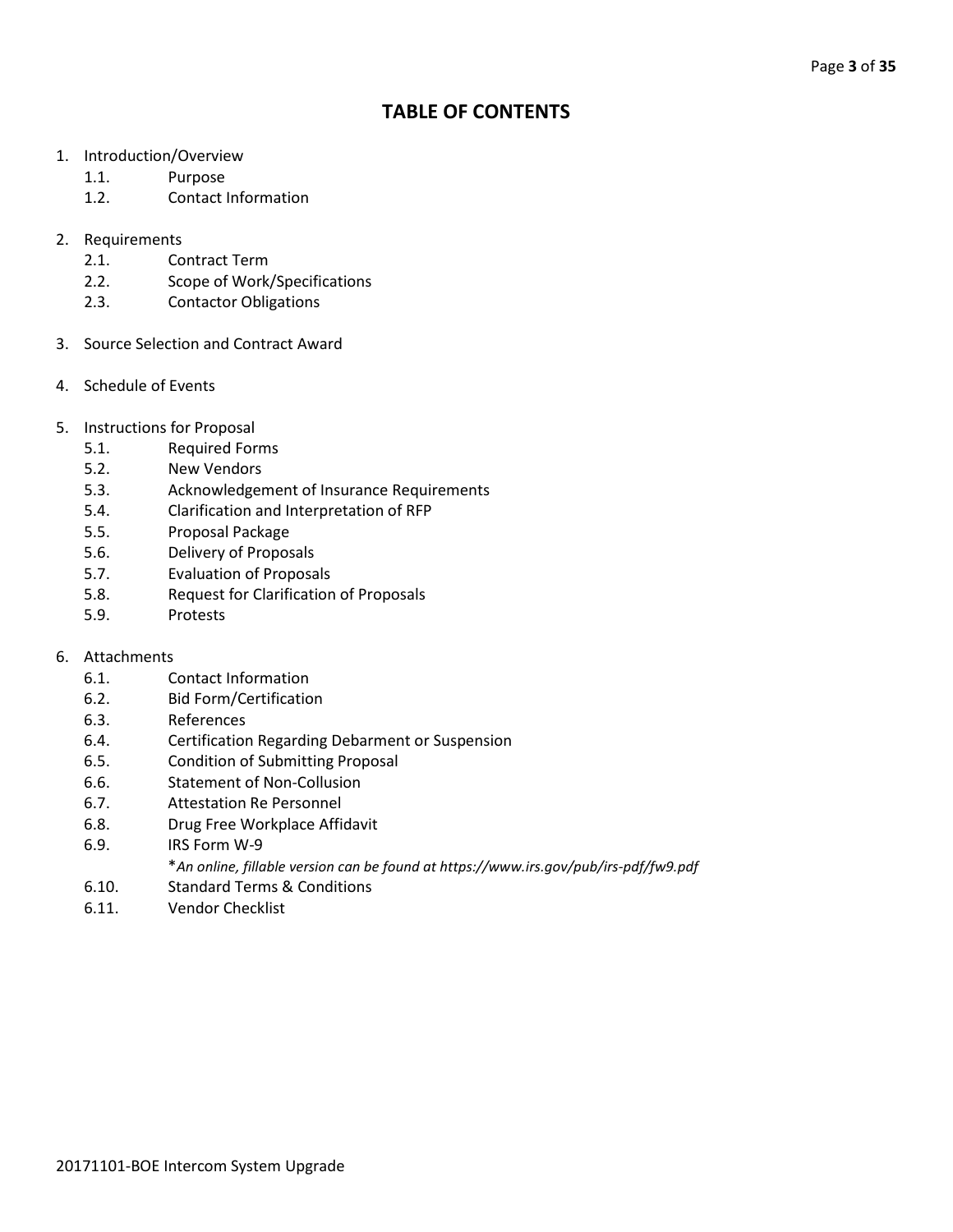# TABLE OF CONTENTS

1. Introduction/Overview
   - 1.1. Purpose
   - 1.2. Contact Information

2. Requirements
   - 2.1. Contract Term
   - 2.2. Scope of Work/Specifications
   - 2.3. Contactor Obligations

3. Source Selection and Contract Award

4. Schedule of Events

5. Instructions for Proposal
   - 5.1. Required Forms
   - 5.2. New Vendors
   - 5.3. Acknowledgement of Insurance Requirements
   - 5.4. Clarification and Interpretation of RFP
   - 5.5. Proposal Package
   - 5.6. Delivery of Proposals
   - 5.7. Evaluation of Proposals
   - 5.8. Request for Clarification of Proposals
   - 5.9. Protests

6. Attachments
   - 6.1. Contact Information
   - 6.2. Bid Form/Certification
   - 6.3. References
   - 6.4. Certification Regarding Debarment or Suspension
   - 6.5. Condition of Submitting Proposal
   - 6.6. Statement of Non-Collusion
   - 6.7. Attestation Re Personnel
   - 6.8. Drug Free Workplace Affidavit
   - 6.9. IRS Form W-9

     *\*An online, fillable version can be found at https://www.irs.gov/pub/irs-pdf/fw9.pdf*
   - 6.10. Standard Terms & Conditions
   - 6.11. Vendor Checklist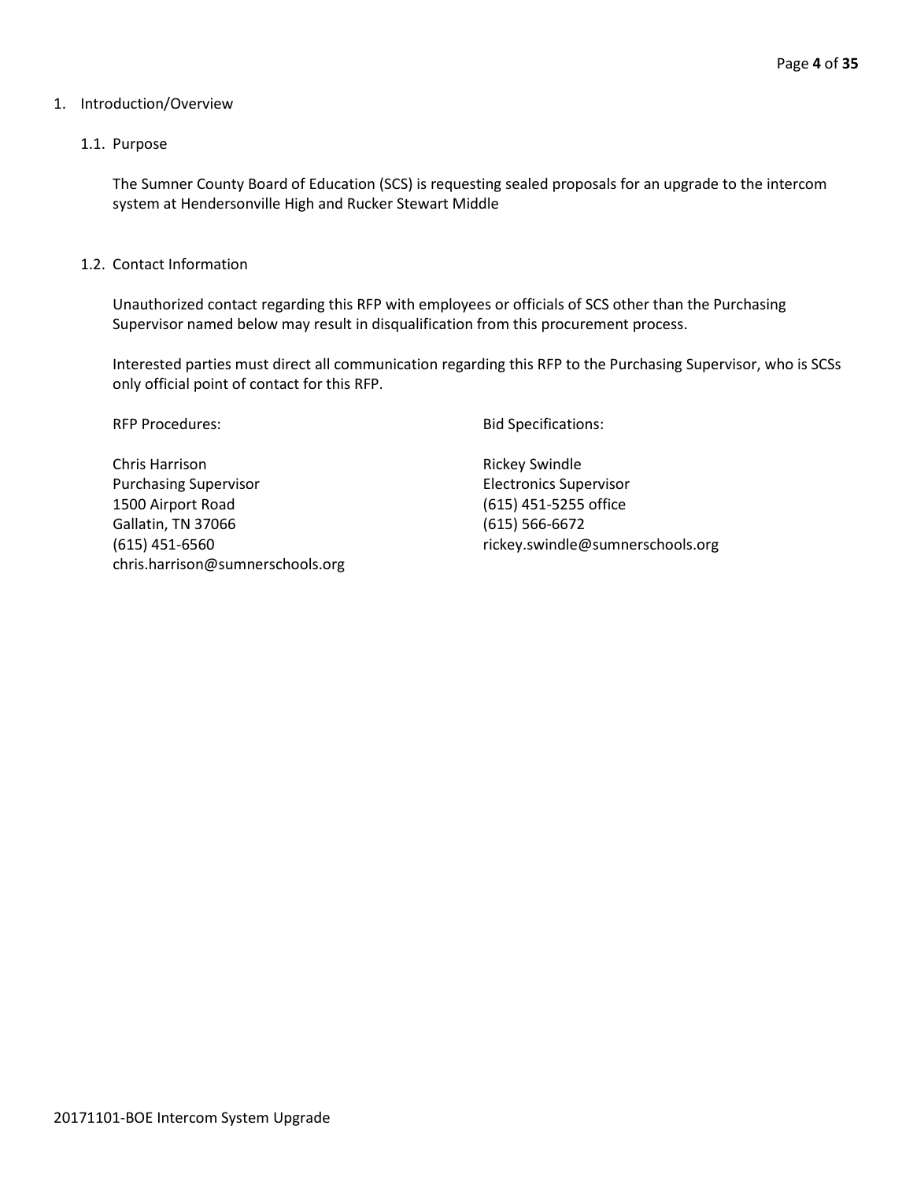## 1. Introduction/Overview

### 1.1. Purpose

The Sumner County Board of Education (SCS) is requesting sealed proposals for an upgrade to the intercom system at Hendersonville High and Rucker Stewart Middle

### 1.2. Contact Information

Unauthorized contact regarding this RFP with employees or officials of SCS other than the Purchasing Supervisor named below may result in disqualification from this procurement process.

Interested parties must direct all communication regarding this RFP to the Purchasing Supervisor, who is SCSs only official point of contact for this RFP.

RFP Procedures:

Chris Harrison
Purchasing Supervisor
1500 Airport Road
Gallatin, TN 37066
(615) 451-6560
chris.harrison@sumnerschools.org

Bid Specifications:

Rickey Swindle
Electronics Supervisor
(615) 451-5255 office
(615) 566-6672
rickey.swindle@sumnerschools.org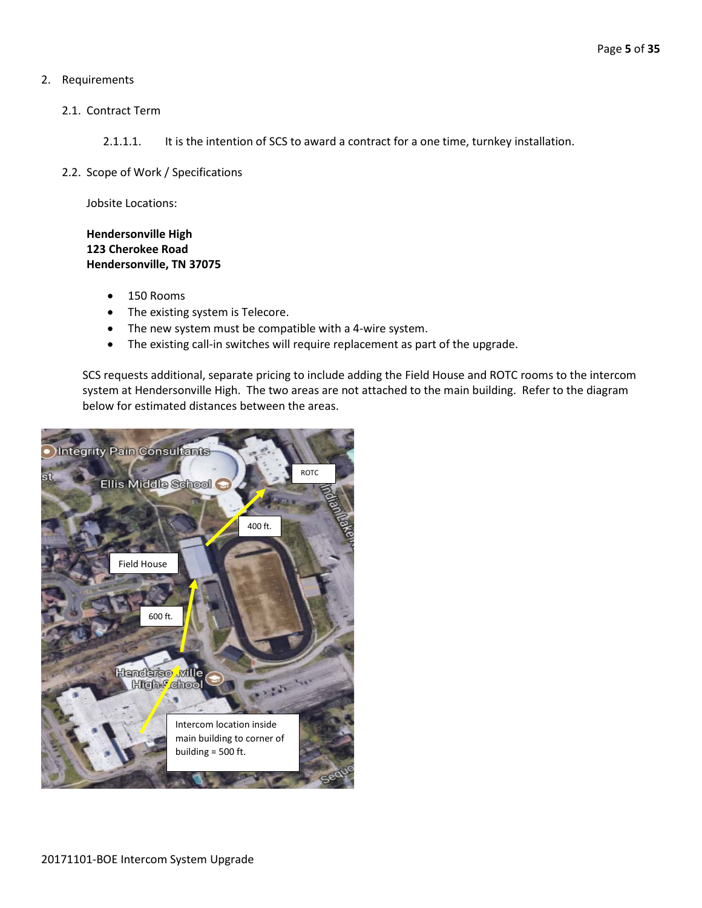2. Requirements

2.1. Contract Term

2.1.1.1. It is the intention of SCS to award a contract for a one time, turnkey installation.

2.2. Scope of Work / Specifications

Jobsite Locations:

**Hendersonville High**
**123 Cherokee Road**
**Hendersonville, TN 37075**

- 150 Rooms
- The existing system is Telecore.
- The new system must be compatible with a 4-wire system.
- The existing call-in switches will require replacement as part of the upgrade.

SCS requests additional, separate pricing to include adding the Field House and ROTC rooms to the intercom system at Hendersonville High. The two areas are not attached to the main building. Refer to the diagram below for estimated distances between the areas.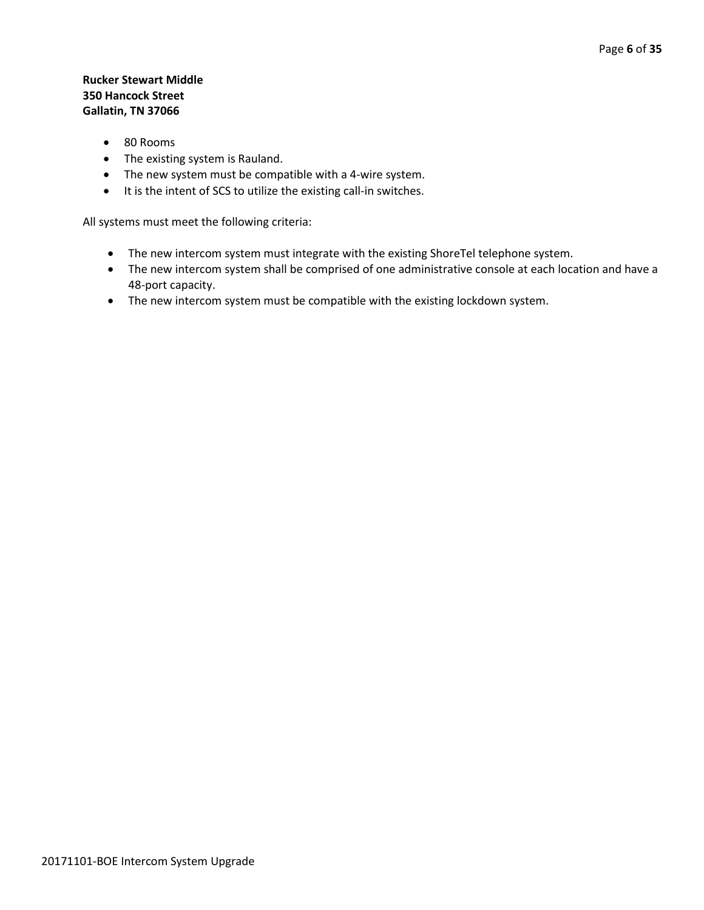**Rucker Stewart Middle**
**350 Hancock Street**
**Gallatin, TN 37066**

- 80 Rooms
- The existing system is Rauland.
- The new system must be compatible with a 4-wire system.
- It is the intent of SCS to utilize the existing call-in switches.

All systems must meet the following criteria:

- The new intercom system must integrate with the existing ShoreTel telephone system.
- The new intercom system shall be comprised of one administrative console at each location and have a 48-port capacity.
- The new intercom system must be compatible with the existing lockdown system.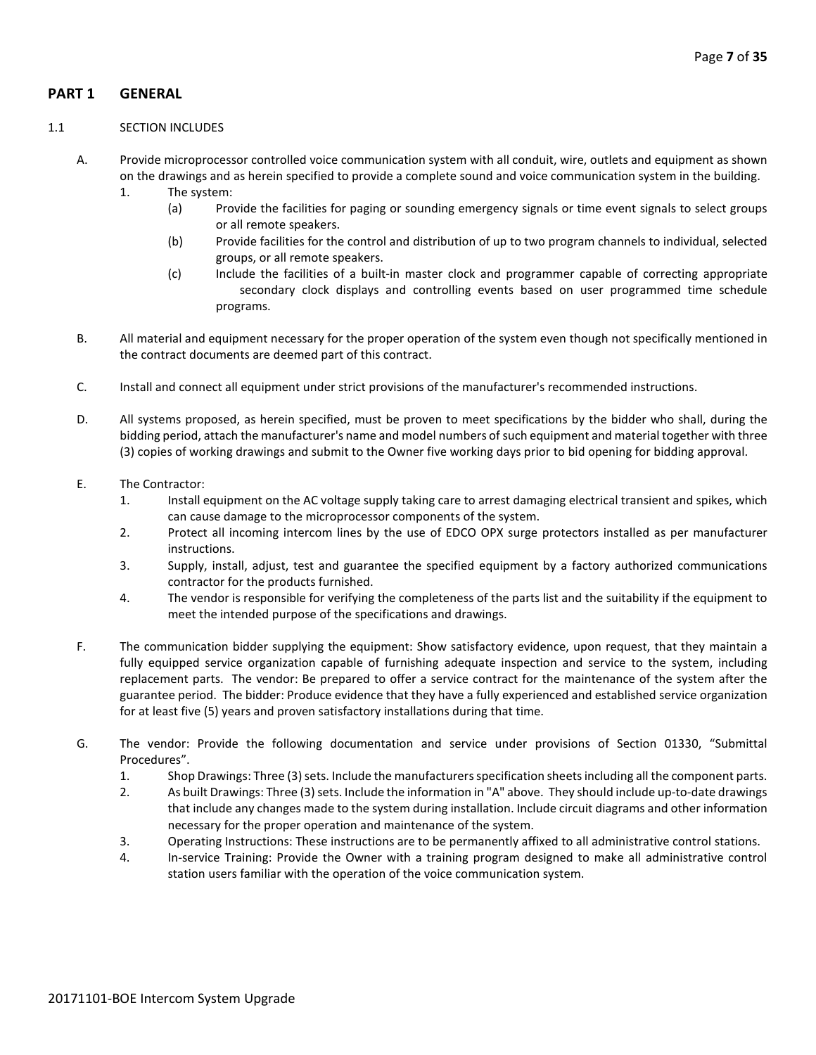## PART 1 GENERAL

1.1 SECTION INCLUDES

A. Provide microprocessor controlled voice communication system with all conduit, wire, outlets and equipment as shown on the drawings and as herein specified to provide a complete sound and voice communication system in the building.

   1. The system:

      (a) Provide the facilities for paging or sounding emergency signals or time event signals to select groups or all remote speakers.

      (b) Provide facilities for the control and distribution of up to two program channels to individual, selected groups, or all remote speakers.

      (c) Include the facilities of a built-in master clock and programmer capable of correcting appropriate secondary clock displays and controlling events based on user programmed time schedule programs.

B. All material and equipment necessary for the proper operation of the system even though not specifically mentioned in the contract documents are deemed part of this contract.

C. Install and connect all equipment under strict provisions of the manufacturer's recommended instructions.

D. All systems proposed, as herein specified, must be proven to meet specifications by the bidder who shall, during the bidding period, attach the manufacturer's name and model numbers of such equipment and material together with three (3) copies of working drawings and submit to the Owner five working days prior to bid opening for bidding approval.

E. The Contractor:

   1. Install equipment on the AC voltage supply taking care to arrest damaging electrical transient and spikes, which can cause damage to the microprocessor components of the system.
   2. Protect all incoming intercom lines by the use of EDCO OPX surge protectors installed as per manufacturer instructions.
   3. Supply, install, adjust, test and guarantee the specified equipment by a factory authorized communications contractor for the products furnished.
   4. The vendor is responsible for verifying the completeness of the parts list and the suitability if the equipment to meet the intended purpose of the specifications and drawings.

F. The communication bidder supplying the equipment: Show satisfactory evidence, upon request, that they maintain a fully equipped service organization capable of furnishing adequate inspection and service to the system, including replacement parts. The vendor: Be prepared to offer a service contract for the maintenance of the system after the guarantee period. The bidder: Produce evidence that they have a fully experienced and established service organization for at least five (5) years and proven satisfactory installations during that time.

G. The vendor: Provide the following documentation and service under provisions of Section 01330, "Submittal Procedures".

   1. Shop Drawings: Three (3) sets. Include the manufacturers specification sheets including all the component parts.
   2. As built Drawings: Three (3) sets. Include the information in "A" above. They should include up-to-date drawings that include any changes made to the system during installation. Include circuit diagrams and other information necessary for the proper operation and maintenance of the system.
   3. Operating Instructions: These instructions are to be permanently affixed to all administrative control stations.
   4. In-service Training: Provide the Owner with a training program designed to make all administrative control station users familiar with the operation of the voice communication system.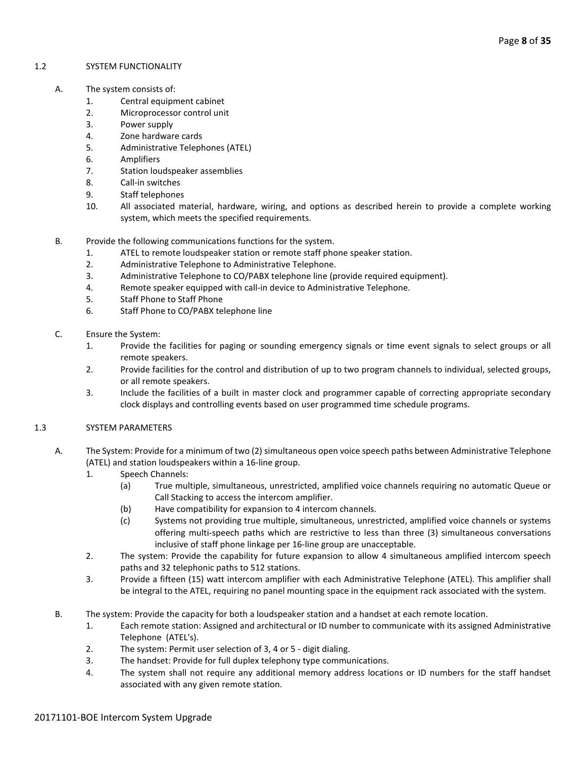## 1.2 SYSTEM FUNCTIONALITY

A. The system consists of:
   1. Central equipment cabinet
   2. Microprocessor control unit
   3. Power supply
   4. Zone hardware cards
   5. Administrative Telephones (ATEL)
   6. Amplifiers
   7. Station loudspeaker assemblies
   8. Call-in switches
   9. Staff telephones
   10. All associated material, hardware, wiring, and options as described herein to provide a complete working system, which meets the specified requirements.

B. Provide the following communications functions for the system.
   1. ATEL to remote loudspeaker station or remote staff phone speaker station.
   2. Administrative Telephone to Administrative Telephone.
   3. Administrative Telephone to CO/PABX telephone line (provide required equipment).
   4. Remote speaker equipped with call-in device to Administrative Telephone.
   5. Staff Phone to Staff Phone
   6. Staff Phone to CO/PABX telephone line

C. Ensure the System:
   1. Provide the facilities for paging or sounding emergency signals or time event signals to select groups or all remote speakers.
   2. Provide facilities for the control and distribution of up to two program channels to individual, selected groups, or all remote speakers.
   3. Include the facilities of a built in master clock and programmer capable of correcting appropriate secondary clock displays and controlling events based on user programmed time schedule programs.

## 1.3 SYSTEM PARAMETERS

A. The System: Provide for a minimum of two (2) simultaneous open voice speech paths between Administrative Telephone (ATEL) and station loudspeakers within a 16-line group.
   1. Speech Channels:
      (a) True multiple, simultaneous, unrestricted, amplified voice channels requiring no automatic Queue or Call Stacking to access the intercom amplifier.
      (b) Have compatibility for expansion to 4 intercom channels.
      (c) Systems not providing true multiple, simultaneous, unrestricted, amplified voice channels or systems offering multi-speech paths which are restrictive to less than three (3) simultaneous conversations inclusive of staff phone linkage per 16-line group are unacceptable.
   2. The system: Provide the capability for future expansion to allow 4 simultaneous amplified intercom speech paths and 32 telephonic paths to 512 stations.
   3. Provide a fifteen (15) watt intercom amplifier with each Administrative Telephone (ATEL). This amplifier shall be integral to the ATEL, requiring no panel mounting space in the equipment rack associated with the system.

B. The system: Provide the capacity for both a loudspeaker station and a handset at each remote location.
   1. Each remote station: Assigned and architectural or ID number to communicate with its assigned Administrative Telephone (ATEL's).
   2. The system: Permit user selection of 3, 4 or 5 - digit dialing.
   3. The handset: Provide for full duplex telephony type communications.
   4. The system shall not require any additional memory address locations or ID numbers for the staff handset associated with any given remote station.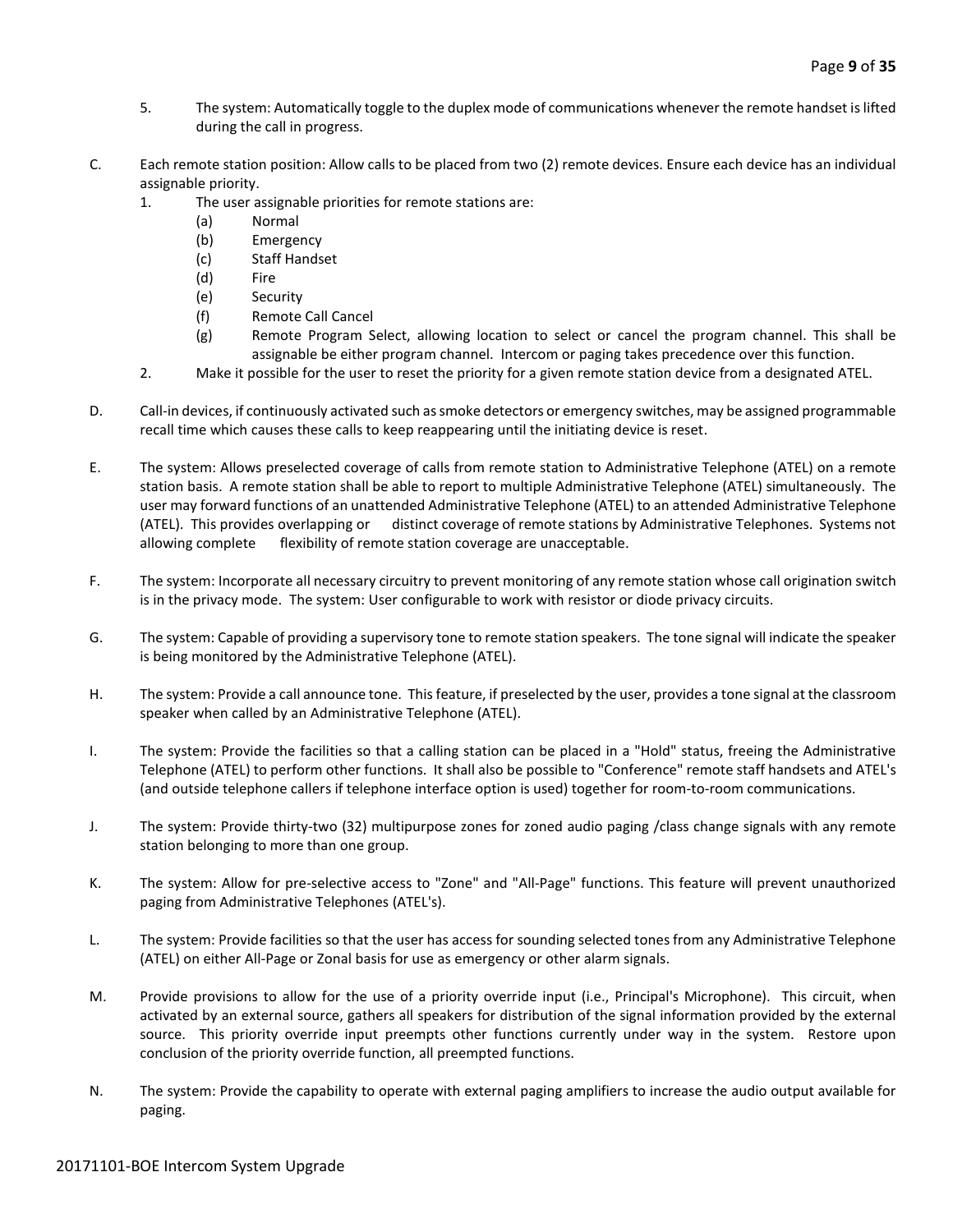5. The system: Automatically toggle to the duplex mode of communications whenever the remote handset is lifted during the call in progress.

C. Each remote station position: Allow calls to be placed from two (2) remote devices. Ensure each device has an individual assignable priority.
   1. The user assignable priorities for remote stations are:
      (a) Normal
      (b) Emergency
      (c) Staff Handset
      (d) Fire
      (e) Security
      (f) Remote Call Cancel
      (g) Remote Program Select, allowing location to select or cancel the program channel. This shall be assignable be either program channel. Intercom or paging takes precedence over this function.
   2. Make it possible for the user to reset the priority for a given remote station device from a designated ATEL.

D. Call-in devices, if continuously activated such as smoke detectors or emergency switches, may be assigned programmable recall time which causes these calls to keep reappearing until the initiating device is reset.

E. The system: Allows preselected coverage of calls from remote station to Administrative Telephone (ATEL) on a remote station basis. A remote station shall be able to report to multiple Administrative Telephone (ATEL) simultaneously. The user may forward functions of an unattended Administrative Telephone (ATEL) to an attended Administrative Telephone (ATEL). This provides overlapping or distinct coverage of remote stations by Administrative Telephones. Systems not allowing complete flexibility of remote station coverage are unacceptable.

F. The system: Incorporate all necessary circuitry to prevent monitoring of any remote station whose call origination switch is in the privacy mode. The system: User configurable to work with resistor or diode privacy circuits.

G. The system: Capable of providing a supervisory tone to remote station speakers. The tone signal will indicate the speaker is being monitored by the Administrative Telephone (ATEL).

H. The system: Provide a call announce tone. This feature, if preselected by the user, provides a tone signal at the classroom speaker when called by an Administrative Telephone (ATEL).

I. The system: Provide the facilities so that a calling station can be placed in a "Hold" status, freeing the Administrative Telephone (ATEL) to perform other functions. It shall also be possible to "Conference" remote staff handsets and ATEL's (and outside telephone callers if telephone interface option is used) together for room-to-room communications.

J. The system: Provide thirty-two (32) multipurpose zones for zoned audio paging /class change signals with any remote station belonging to more than one group.

K. The system: Allow for pre-selective access to "Zone" and "All-Page" functions. This feature will prevent unauthorized paging from Administrative Telephones (ATEL's).

L. The system: Provide facilities so that the user has access for sounding selected tones from any Administrative Telephone (ATEL) on either All-Page or Zonal basis for use as emergency or other alarm signals.

M. Provide provisions to allow for the use of a priority override input (i.e., Principal's Microphone). This circuit, when activated by an external source, gathers all speakers for distribution of the signal information provided by the external source. This priority override input preempts other functions currently under way in the system. Restore upon conclusion of the priority override function, all preempted functions.

N. The system: Provide the capability to operate with external paging amplifiers to increase the audio output available for paging.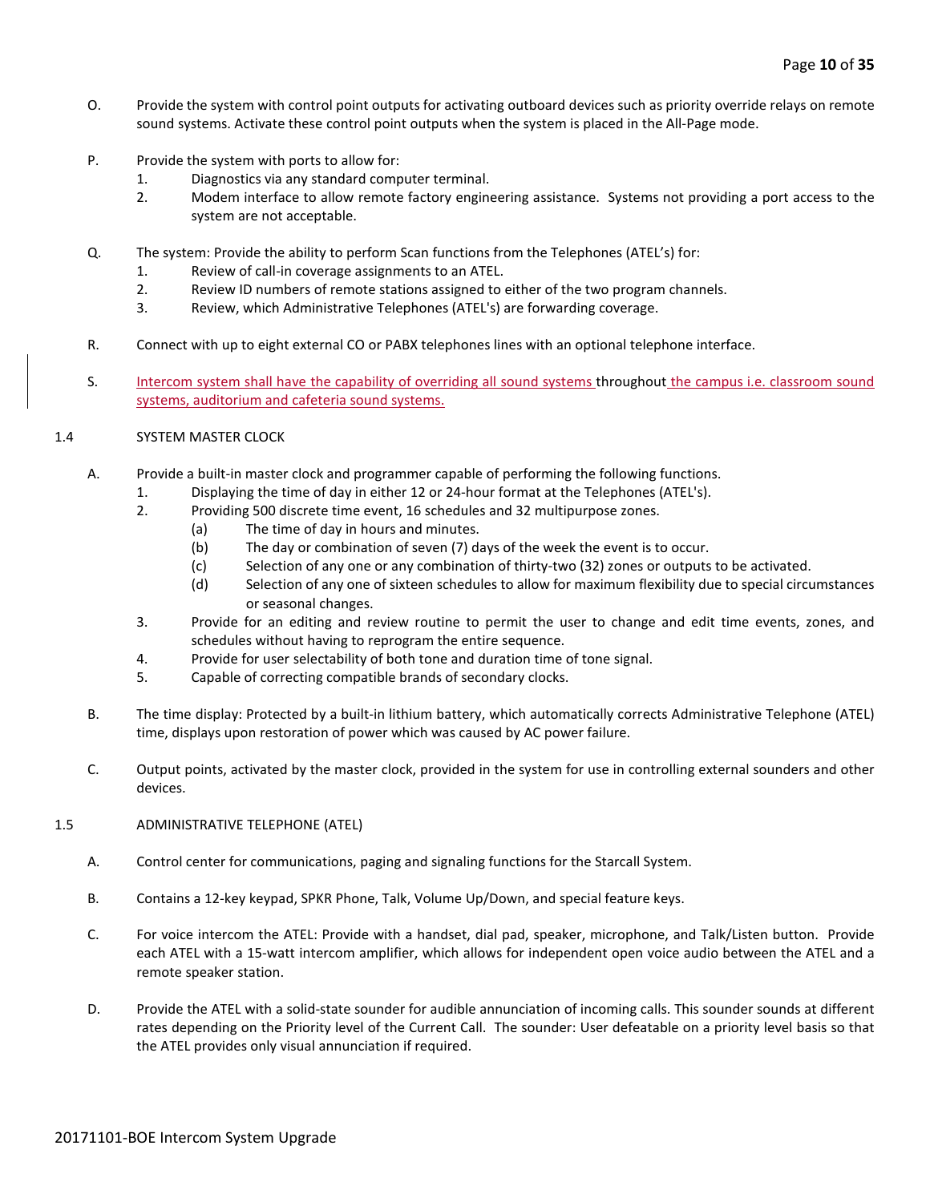O. Provide the system with control point outputs for activating outboard devices such as priority override relays on remote sound systems. Activate these control point outputs when the system is placed in the All-Page mode.

P. Provide the system with ports to allow for:
   1. Diagnostics via any standard computer terminal.
   2. Modem interface to allow remote factory engineering assistance. Systems not providing a port access to the system are not acceptable.

Q. The system: Provide the ability to perform Scan functions from the Telephones (ATEL's) for:
   1. Review of call-in coverage assignments to an ATEL.
   2. Review ID numbers of remote stations assigned to either of the two program channels.
   3. Review, which Administrative Telephones (ATEL's) are forwarding coverage.

R. Connect with up to eight external CO or PABX telephones lines with an optional telephone interface.

S. Intercom system shall have the capability of overriding all sound systems throughout the campus i.e. classroom sound systems, auditorium and cafeteria sound systems.

## 1.4 SYSTEM MASTER CLOCK

A. Provide a built-in master clock and programmer capable of performing the following functions.
   1. Displaying the time of day in either 12 or 24-hour format at the Telephones (ATEL's).
   2. Providing 500 discrete time event, 16 schedules and 32 multipurpose zones.
      (a) The time of day in hours and minutes.
      (b) The day or combination of seven (7) days of the week the event is to occur.
      (c) Selection of any one or any combination of thirty-two (32) zones or outputs to be activated.
      (d) Selection of any one of sixteen schedules to allow for maximum flexibility due to special circumstances or seasonal changes.
   3. Provide for an editing and review routine to permit the user to change and edit time events, zones, and schedules without having to reprogram the entire sequence.
   4. Provide for user selectability of both tone and duration time of tone signal.
   5. Capable of correcting compatible brands of secondary clocks.

B. The time display: Protected by a built-in lithium battery, which automatically corrects Administrative Telephone (ATEL) time, displays upon restoration of power which was caused by AC power failure.

C. Output points, activated by the master clock, provided in the system for use in controlling external sounders and other devices.

## 1.5 ADMINISTRATIVE TELEPHONE (ATEL)

A. Control center for communications, paging and signaling functions for the Starcall System.

B. Contains a 12-key keypad, SPKR Phone, Talk, Volume Up/Down, and special feature keys.

C. For voice intercom the ATEL: Provide with a handset, dial pad, speaker, microphone, and Talk/Listen button. Provide each ATEL with a 15-watt intercom amplifier, which allows for independent open voice audio between the ATEL and a remote speaker station.

D. Provide the ATEL with a solid-state sounder for audible annunciation of incoming calls. This sounder sounds at different rates depending on the Priority level of the Current Call. The sounder: User defeatable on a priority level basis so that the ATEL provides only visual annunciation if required.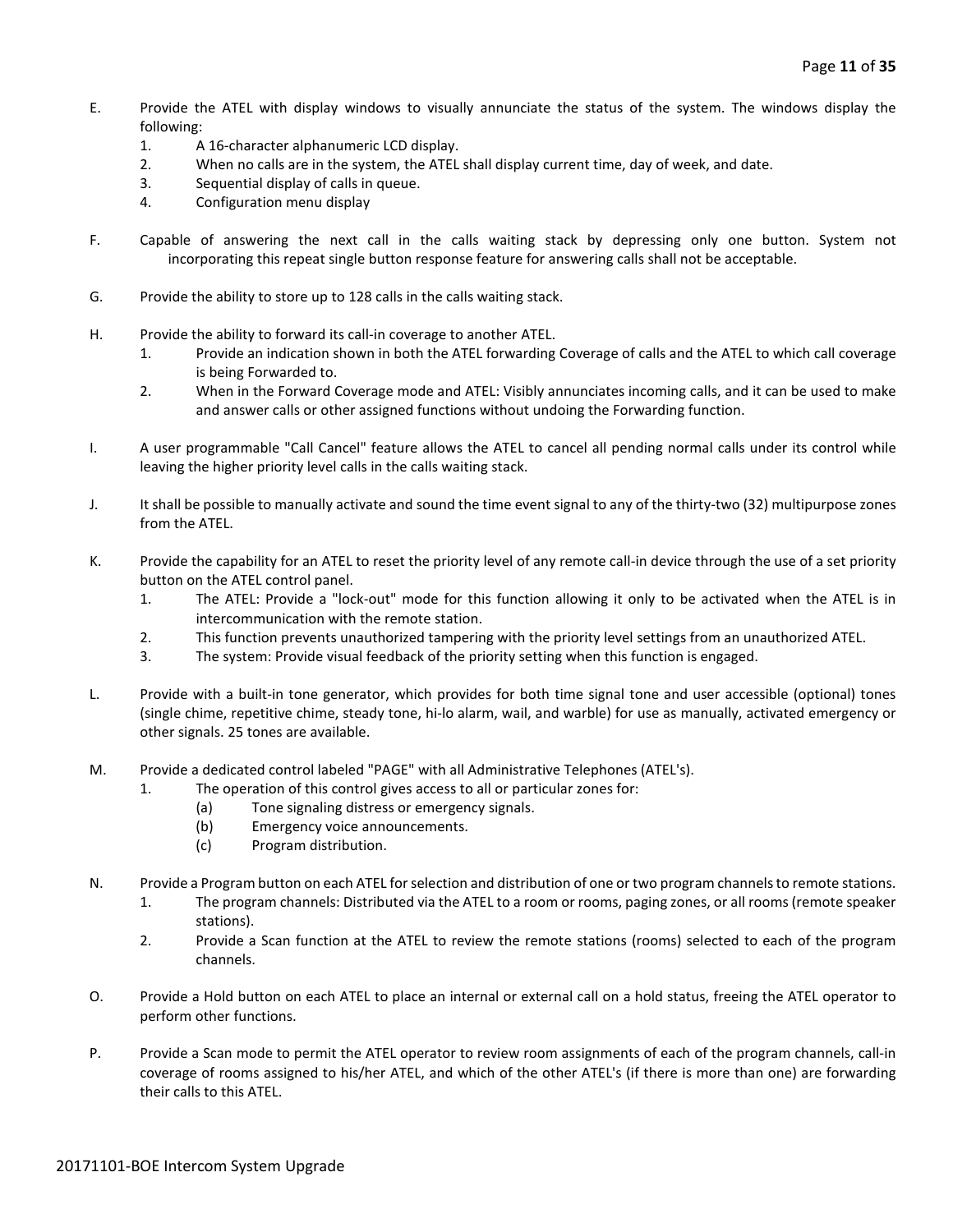E. Provide the ATEL with display windows to visually annunciate the status of the system. The windows display the following:
   1. A 16-character alphanumeric LCD display.
   2. When no calls are in the system, the ATEL shall display current time, day of week, and date.
   3. Sequential display of calls in queue.
   4. Configuration menu display

F. Capable of answering the next call in the calls waiting stack by depressing only one button. System not incorporating this repeat single button response feature for answering calls shall not be acceptable.

G. Provide the ability to store up to 128 calls in the calls waiting stack.

H. Provide the ability to forward its call-in coverage to another ATEL.
   1. Provide an indication shown in both the ATEL forwarding Coverage of calls and the ATEL to which call coverage is being Forwarded to.
   2. When in the Forward Coverage mode and ATEL: Visibly annunciates incoming calls, and it can be used to make and answer calls or other assigned functions without undoing the Forwarding function.

I. A user programmable "Call Cancel" feature allows the ATEL to cancel all pending normal calls under its control while leaving the higher priority level calls in the calls waiting stack.

J. It shall be possible to manually activate and sound the time event signal to any of the thirty-two (32) multipurpose zones from the ATEL.

K. Provide the capability for an ATEL to reset the priority level of any remote call-in device through the use of a set priority button on the ATEL control panel.
   1. The ATEL: Provide a "lock-out" mode for this function allowing it only to be activated when the ATEL is in intercommunication with the remote station.
   2. This function prevents unauthorized tampering with the priority level settings from an unauthorized ATEL.
   3. The system: Provide visual feedback of the priority setting when this function is engaged.

L. Provide with a built-in tone generator, which provides for both time signal tone and user accessible (optional) tones (single chime, repetitive chime, steady tone, hi-lo alarm, wail, and warble) for use as manually, activated emergency or other signals. 25 tones are available.

M. Provide a dedicated control labeled "PAGE" with all Administrative Telephones (ATEL's).
   1. The operation of this control gives access to all or particular zones for:
      (a) Tone signaling distress or emergency signals.
      (b) Emergency voice announcements.
      (c) Program distribution.

N. Provide a Program button on each ATEL for selection and distribution of one or two program channels to remote stations.
   1. The program channels: Distributed via the ATEL to a room or rooms, paging zones, or all rooms (remote speaker stations).
   2. Provide a Scan function at the ATEL to review the remote stations (rooms) selected to each of the program channels.

O. Provide a Hold button on each ATEL to place an internal or external call on a hold status, freeing the ATEL operator to perform other functions.

P. Provide a Scan mode to permit the ATEL operator to review room assignments of each of the program channels, call-in coverage of rooms assigned to his/her ATEL, and which of the other ATEL's (if there is more than one) are forwarding their calls to this ATEL.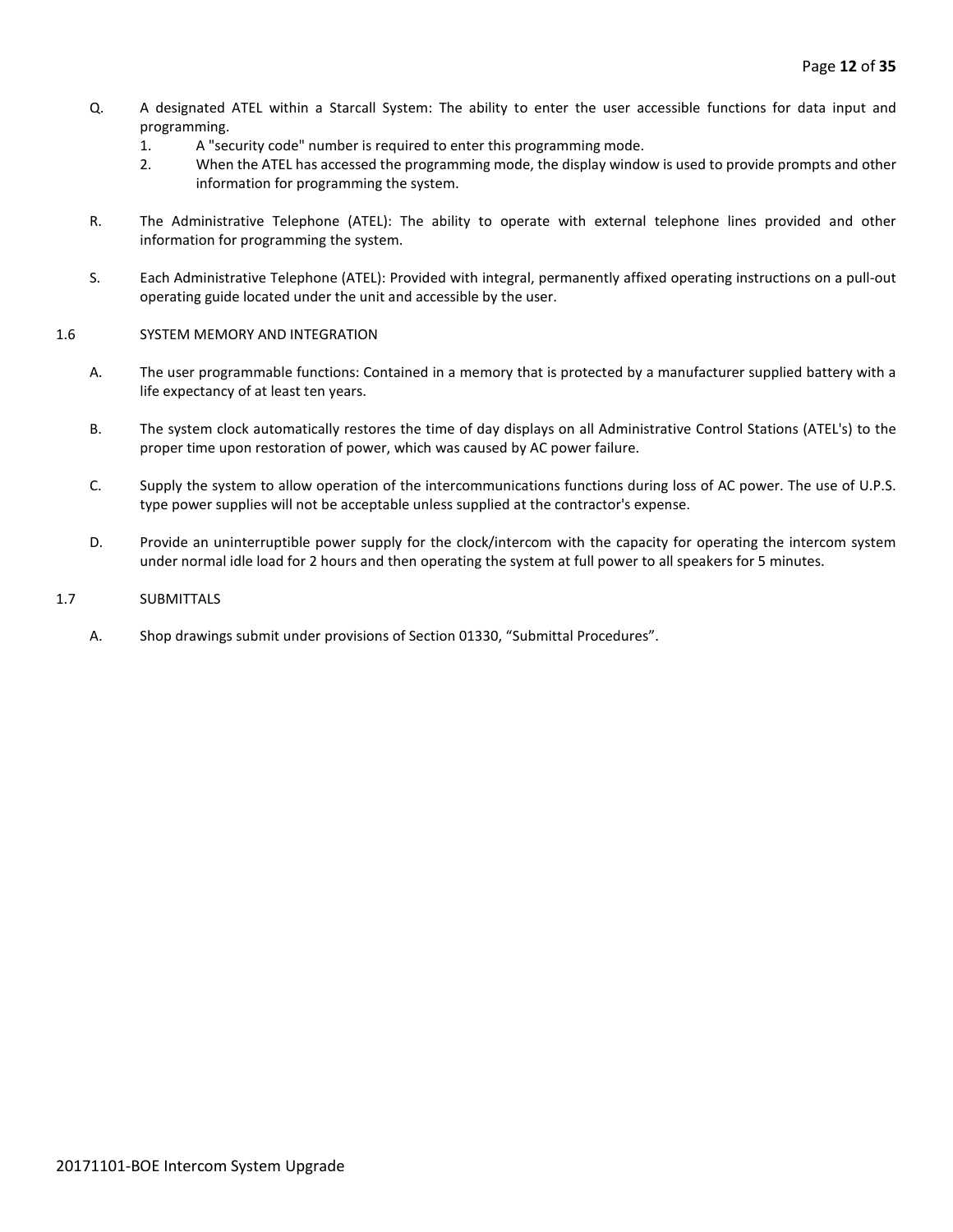Q. A designated ATEL within a Starcall System: The ability to enter the user accessible functions for data input and programming.
   1. A "security code" number is required to enter this programming mode.
   2. When the ATEL has accessed the programming mode, the display window is used to provide prompts and other information for programming the system.

R. The Administrative Telephone (ATEL): The ability to operate with external telephone lines provided and other information for programming the system.

S. Each Administrative Telephone (ATEL): Provided with integral, permanently affixed operating instructions on a pull-out operating guide located under the unit and accessible by the user.

## 1.6 SYSTEM MEMORY AND INTEGRATION

A. The user programmable functions: Contained in a memory that is protected by a manufacturer supplied battery with a life expectancy of at least ten years.

B. The system clock automatically restores the time of day displays on all Administrative Control Stations (ATEL's) to the proper time upon restoration of power, which was caused by AC power failure.

C. Supply the system to allow operation of the intercommunications functions during loss of AC power. The use of U.P.S. type power supplies will not be acceptable unless supplied at the contractor's expense.

D. Provide an uninterruptible power supply for the clock/intercom with the capacity for operating the intercom system under normal idle load for 2 hours and then operating the system at full power to all speakers for 5 minutes.

## 1.7 SUBMITTALS

A. Shop drawings submit under provisions of Section 01330, “Submittal Procedures”.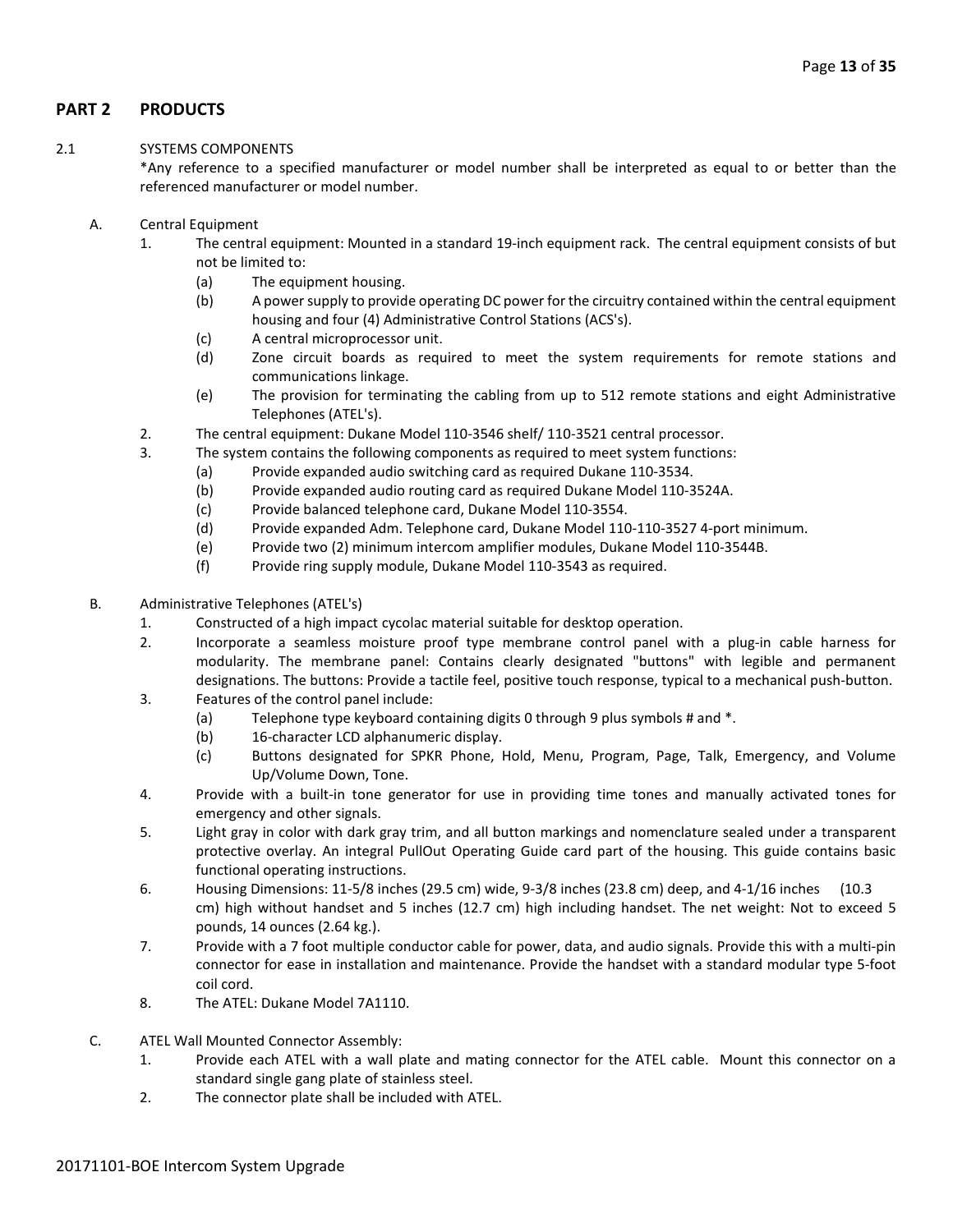## PART 2 PRODUCTS

2.1 SYSTEMS COMPONENTS

*Any reference to a specified manufacturer or model number shall be interpreted as equal to or better than the referenced manufacturer or model number.

A. Central Equipment

1. The central equipment: Mounted in a standard 19-inch equipment rack. The central equipment consists of but not be limited to:
   (a) The equipment housing.
   (b) A power supply to provide operating DC power for the circuitry contained within the central equipment housing and four (4) Administrative Control Stations (ACS's).
   (c) A central microprocessor unit.
   (d) Zone circuit boards as required to meet the system requirements for remote stations and communications linkage.
   (e) The provision for terminating the cabling from up to 512 remote stations and eight Administrative Telephones (ATEL's).
2. The central equipment: Dukane Model 110-3546 shelf/ 110-3521 central processor.
3. The system contains the following components as required to meet system functions:
   (a) Provide expanded audio switching card as required Dukane 110-3534.
   (b) Provide expanded audio routing card as required Dukane Model 110-3524A.
   (c) Provide balanced telephone card, Dukane Model 110-3554.
   (d) Provide expanded Adm. Telephone card, Dukane Model 110-110-3527 4-port minimum.
   (e) Provide two (2) minimum intercom amplifier modules, Dukane Model 110-3544B.
   (f) Provide ring supply module, Dukane Model 110-3543 as required.

B. Administrative Telephones (ATEL's)

1. Constructed of a high impact cycolac material suitable for desktop operation.
2. Incorporate a seamless moisture proof type membrane control panel with a plug-in cable harness for modularity. The membrane panel: Contains clearly designated "buttons" with legible and permanent designations. The buttons: Provide a tactile feel, positive touch response, typical to a mechanical push-button.
3. Features of the control panel include:
   (a) Telephone type keyboard containing digits 0 through 9 plus symbols # and *.
   (b) 16-character LCD alphanumeric display.
   (c) Buttons designated for SPKR Phone, Hold, Menu, Program, Page, Talk, Emergency, and Volume Up/Volume Down, Tone.
4. Provide with a built-in tone generator for use in providing time tones and manually activated tones for emergency and other signals.
5. Light gray in color with dark gray trim, and all button markings and nomenclature sealed under a transparent protective overlay. An integral PullOut Operating Guide card part of the housing. This guide contains basic functional operating instructions.
6. Housing Dimensions: 11-5/8 inches (29.5 cm) wide, 9-3/8 inches (23.8 cm) deep, and 4-1/16 inches (10.3 cm) high without handset and 5 inches (12.7 cm) high including handset. The net weight: Not to exceed 5 pounds, 14 ounces (2.64 kg.).
7. Provide with a 7 foot multiple conductor cable for power, data, and audio signals. Provide this with a multi-pin connector for ease in installation and maintenance. Provide the handset with a standard modular type 5-foot coil cord.
8. The ATEL: Dukane Model 7A1110.

C. ATEL Wall Mounted Connector Assembly:

1. Provide each ATEL with a wall plate and mating connector for the ATEL cable. Mount this connector on a standard single gang plate of stainless steel.
2. The connector plate shall be included with ATEL.

20171101-BOE Intercom System Upgrade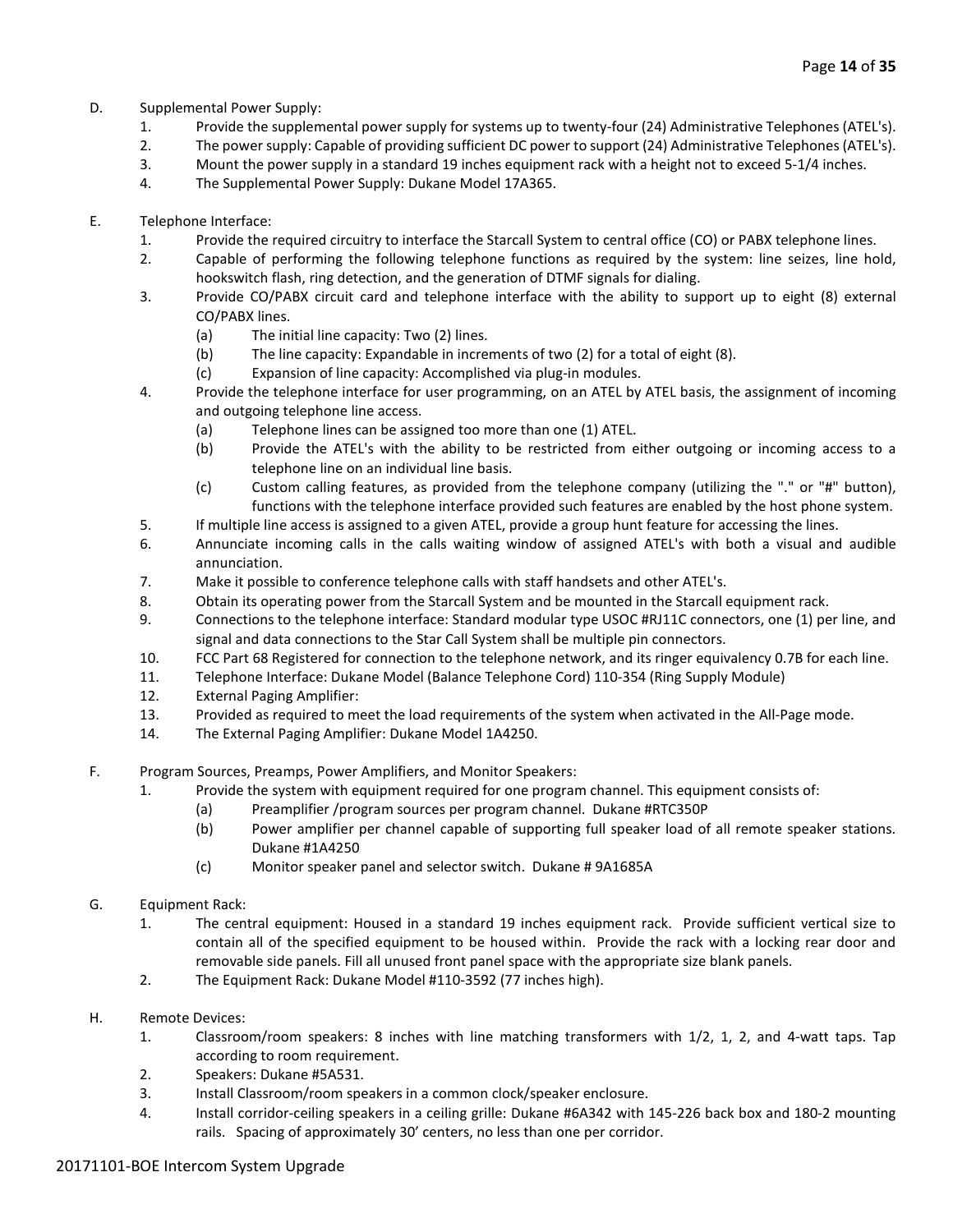D. Supplemental Power Supply:

1. Provide the supplemental power supply for systems up to twenty-four (24) Administrative Telephones (ATEL's).
2. The power supply: Capable of providing sufficient DC power to support (24) Administrative Telephones (ATEL's).
3. Mount the power supply in a standard 19 inches equipment rack with a height not to exceed 5-1/4 inches.
4. The Supplemental Power Supply: Dukane Model 17A365.

E. Telephone Interface:

1. Provide the required circuitry to interface the Starcall System to central office (CO) or PABX telephone lines.
2. Capable of performing the following telephone functions as required by the system: line seizes, line hold, hookswitch flash, ring detection, and the generation of DTMF signals for dialing.
3. Provide CO/PABX circuit card and telephone interface with the ability to support up to eight (8) external CO/PABX lines.
   - (a) The initial line capacity: Two (2) lines.
   - (b) The line capacity: Expandable in increments of two (2) for a total of eight (8).
   - (c) Expansion of line capacity: Accomplished via plug-in modules.
4. Provide the telephone interface for user programming, on an ATEL by ATEL basis, the assignment of incoming and outgoing telephone line access.
   - (a) Telephone lines can be assigned too more than one (1) ATEL.
   - (b) Provide the ATEL's with the ability to be restricted from either outgoing or incoming access to a telephone line on an individual line basis.
   - (c) Custom calling features, as provided from the telephone company (utilizing the "." or "#" button), functions with the telephone interface provided such features are enabled by the host phone system.
5. If multiple line access is assigned to a given ATEL, provide a group hunt feature for accessing the lines.
6. Annunciate incoming calls in the calls waiting window of assigned ATEL's with both a visual and audible annunciation.
7. Make it possible to conference telephone calls with staff handsets and other ATEL's.
8. Obtain its operating power from the Starcall System and be mounted in the Starcall equipment rack.
9. Connections to the telephone interface: Standard modular type USOC #RJ11C connectors, one (1) per line, and signal and data connections to the Star Call System shall be multiple pin connectors.
10. FCC Part 68 Registered for connection to the telephone network, and its ringer equivalency 0.7B for each line.
11. Telephone Interface: Dukane Model (Balance Telephone Cord) 110-354 (Ring Supply Module)
12. External Paging Amplifier:
13. Provided as required to meet the load requirements of the system when activated in the All-Page mode.
14. The External Paging Amplifier: Dukane Model 1A4250.

F. Program Sources, Preamps, Power Amplifiers, and Monitor Speakers:

1. Provide the system with equipment required for one program channel. This equipment consists of:
   - (a) Preamplifier /program sources per program channel. Dukane #RTC350P
   - (b) Power amplifier per channel capable of supporting full speaker load of all remote speaker stations. Dukane #1A4250
   - (c) Monitor speaker panel and selector switch. Dukane # 9A1685A

G. Equipment Rack:

1. The central equipment: Housed in a standard 19 inches equipment rack. Provide sufficient vertical size to contain all of the specified equipment to be housed within. Provide the rack with a locking rear door and removable side panels. Fill all unused front panel space with the appropriate size blank panels.
2. The Equipment Rack: Dukane Model #110-3592 (77 inches high).

H. Remote Devices:

1. Classroom/room speakers: 8 inches with line matching transformers with 1/2, 1, 2, and 4-watt taps. Tap according to room requirement.
2. Speakers: Dukane #5A531.
3. Install Classroom/room speakers in a common clock/speaker enclosure.
4. Install corridor-ceiling speakers in a ceiling grille: Dukane #6A342 with 145-226 back box and 180-2 mounting rails. Spacing of approximately 30' centers, no less than one per corridor.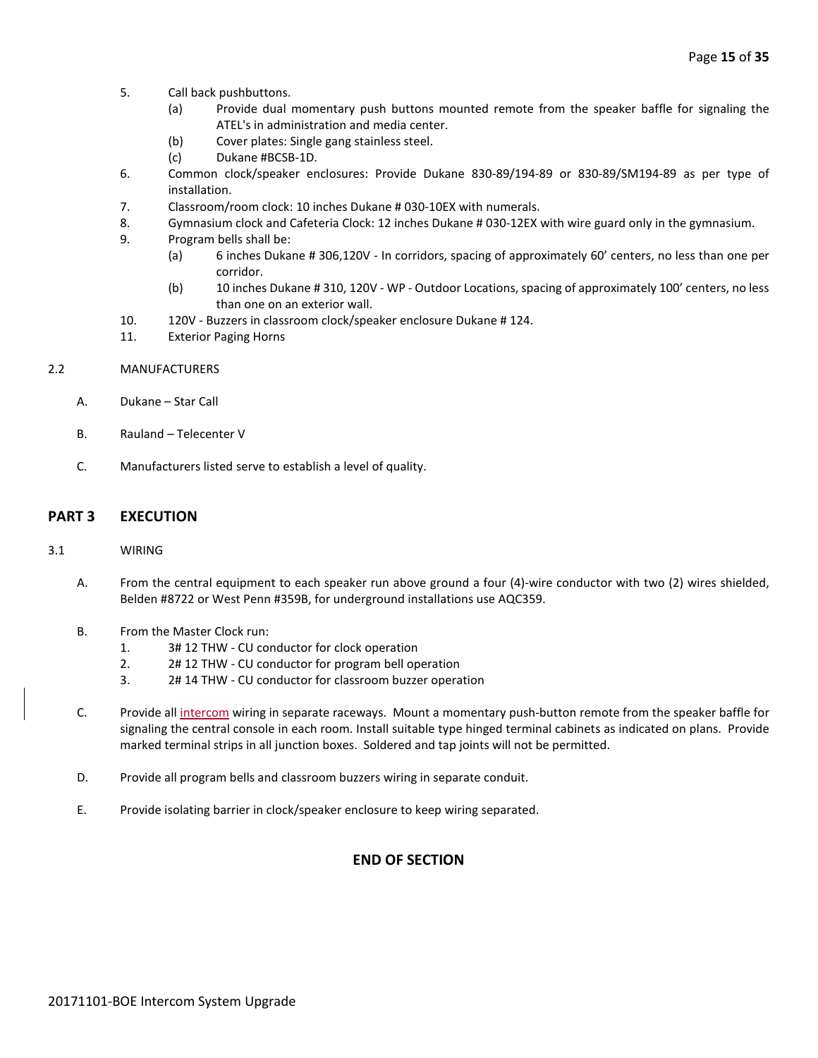5. Call back pushbuttons.
   (a) Provide dual momentary push buttons mounted remote from the speaker baffle for signaling the ATEL's in administration and media center.
   (b) Cover plates: Single gang stainless steel.
   (c) Dukane #BCSB-1D.
6. Common clock/speaker enclosures: Provide Dukane 830-89/194-89 or 830-89/SM194-89 as per type of installation.
7. Classroom/room clock: 10 inches Dukane # 030-10EX with numerals.
8. Gymnasium clock and Cafeteria Clock: 12 inches Dukane # 030-12EX with wire guard only in the gymnasium.
9. Program bells shall be:
   (a) 6 inches Dukane # 306,120V - In corridors, spacing of approximately 60' centers, no less than one per corridor.
   (b) 10 inches Dukane # 310, 120V - WP - Outdoor Locations, spacing of approximately 100' centers, no less than one on an exterior wall.
10. 120V - Buzzers in classroom clock/speaker enclosure Dukane # 124.
11. Exterior Paging Horns

2.2 MANUFACTURERS

A. Dukane – Star Call

B. Rauland – Telecenter V

C. Manufacturers listed serve to establish a level of quality.

## PART 3 EXECUTION

3.1 WIRING

A. From the central equipment to each speaker run above ground a four (4)-wire conductor with two (2) wires shielded, Belden #8722 or West Penn #359B, for underground installations use AQC359.

B. From the Master Clock run:
   1. 3# 12 THW - CU conductor for clock operation
   2. 2# 12 THW - CU conductor for program bell operation
   3. 2# 14 THW - CU conductor for classroom buzzer operation

C. Provide all intercom wiring in separate raceways. Mount a momentary push-button remote from the speaker baffle for signaling the central console in each room. Install suitable type hinged terminal cabinets as indicated on plans. Provide marked terminal strips in all junction boxes. Soldered and tap joints will not be permitted.

D. Provide all program bells and classroom buzzers wiring in separate conduit.

E. Provide isolating barrier in clock/speaker enclosure to keep wiring separated.

**END OF SECTION**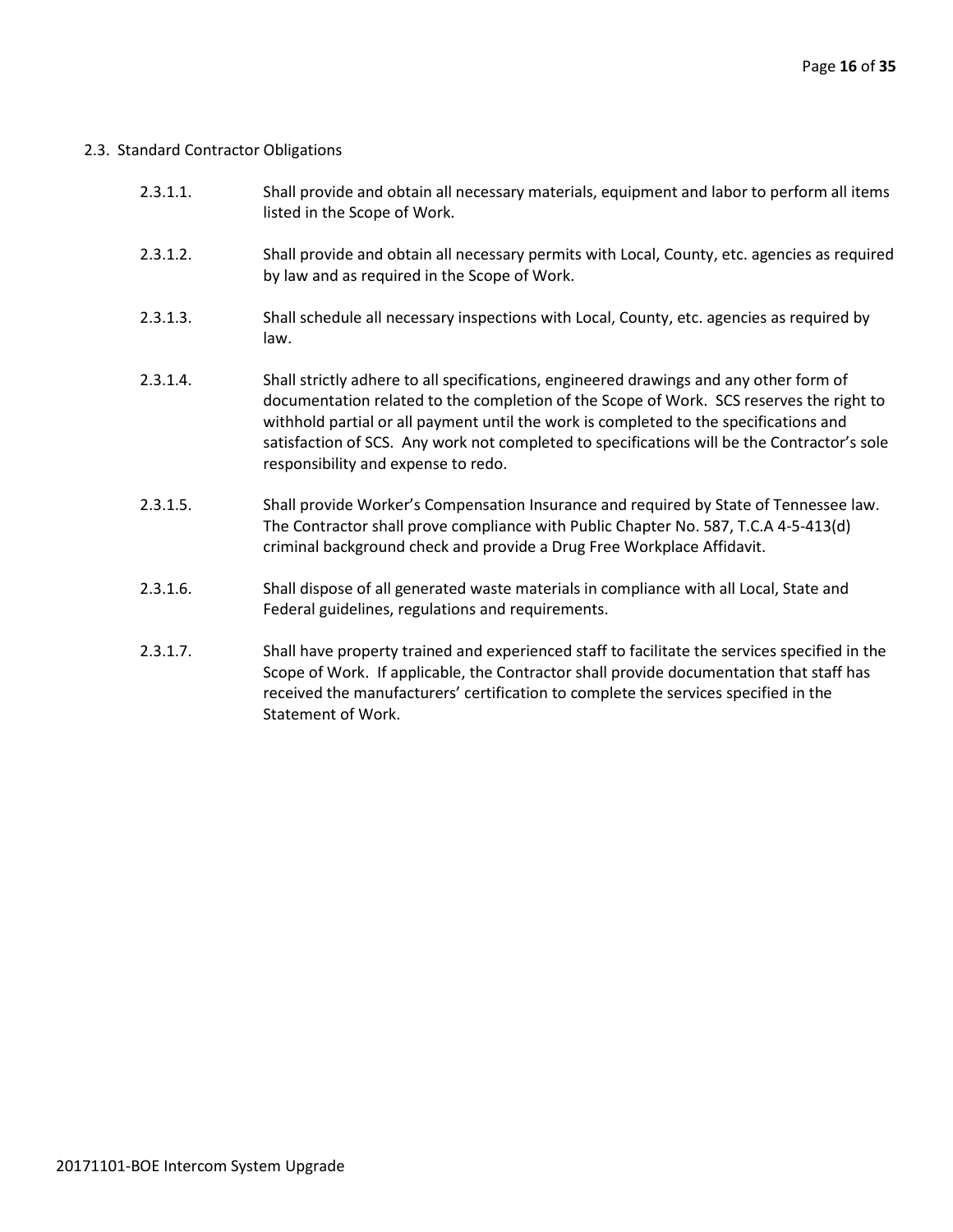## 2.3. Standard Contractor Obligations

2.3.1.1. Shall provide and obtain all necessary materials, equipment and labor to perform all items listed in the Scope of Work.

2.3.1.2. Shall provide and obtain all necessary permits with Local, County, etc. agencies as required by law and as required in the Scope of Work.

2.3.1.3. Shall schedule all necessary inspections with Local, County, etc. agencies as required by law.

2.3.1.4. Shall strictly adhere to all specifications, engineered drawings and any other form of documentation related to the completion of the Scope of Work. SCS reserves the right to withhold partial or all payment until the work is completed to the specifications and satisfaction of SCS. Any work not completed to specifications will be the Contractor's sole responsibility and expense to redo.

2.3.1.5. Shall provide Worker's Compensation Insurance and required by State of Tennessee law. The Contractor shall prove compliance with Public Chapter No. 587, T.C.A 4-5-413(d) criminal background check and provide a Drug Free Workplace Affidavit.

2.3.1.6. Shall dispose of all generated waste materials in compliance with all Local, State and Federal guidelines, regulations and requirements.

2.3.1.7. Shall have property trained and experienced staff to facilitate the services specified in the Scope of Work. If applicable, the Contractor shall provide documentation that staff has received the manufacturers' certification to complete the services specified in the Statement of Work.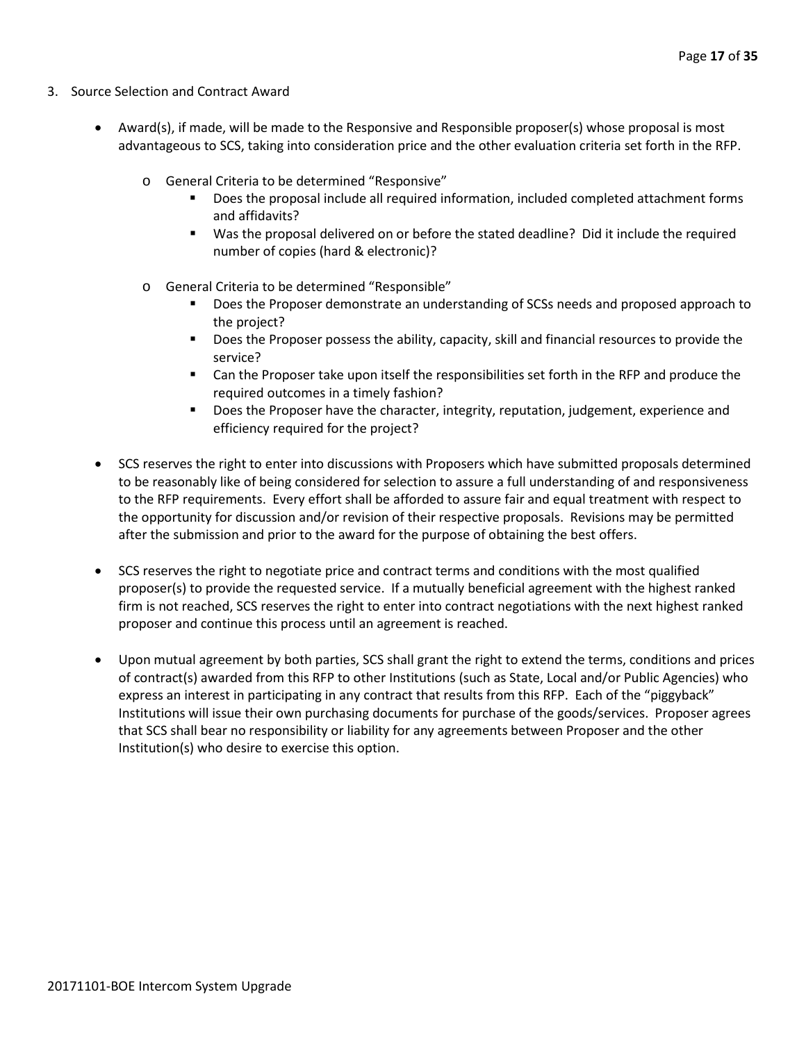3. Source Selection and Contract Award

- Award(s), if made, will be made to the Responsive and Responsible proposer(s) whose proposal is most advantageous to SCS, taking into consideration price and the other evaluation criteria set forth in the RFP.
    - General Criteria to be determined "Responsive"
        - Does the proposal include all required information, included completed attachment forms and affidavits?
        - Was the proposal delivered on or before the stated deadline? Did it include the required number of copies (hard & electronic)?
    - General Criteria to be determined "Responsible"
        - Does the Proposer demonstrate an understanding of SCSs needs and proposed approach to the project?
        - Does the Proposer possess the ability, capacity, skill and financial resources to provide the service?
        - Can the Proposer take upon itself the responsibilities set forth in the RFP and produce the required outcomes in a timely fashion?
        - Does the Proposer have the character, integrity, reputation, judgement, experience and efficiency required for the project?

- SCS reserves the right to enter into discussions with Proposers which have submitted proposals determined to be reasonably like of being considered for selection to assure a full understanding of and responsiveness to the RFP requirements. Every effort shall be afforded to assure fair and equal treatment with respect to the opportunity for discussion and/or revision of their respective proposals. Revisions may be permitted after the submission and prior to the award for the purpose of obtaining the best offers.

- SCS reserves the right to negotiate price and contract terms and conditions with the most qualified proposer(s) to provide the requested service. If a mutually beneficial agreement with the highest ranked firm is not reached, SCS reserves the right to enter into contract negotiations with the next highest ranked proposer and continue this process until an agreement is reached.

- Upon mutual agreement by both parties, SCS shall grant the right to extend the terms, conditions and prices of contract(s) awarded from this RFP to other Institutions (such as State, Local and/or Public Agencies) who express an interest in participating in any contract that results from this RFP. Each of the "piggyback" Institutions will issue their own purchasing documents for purchase of the goods/services. Proposer agrees that SCS shall bear no responsibility or liability for any agreements between Proposer and the other Institution(s) who desire to exercise this option.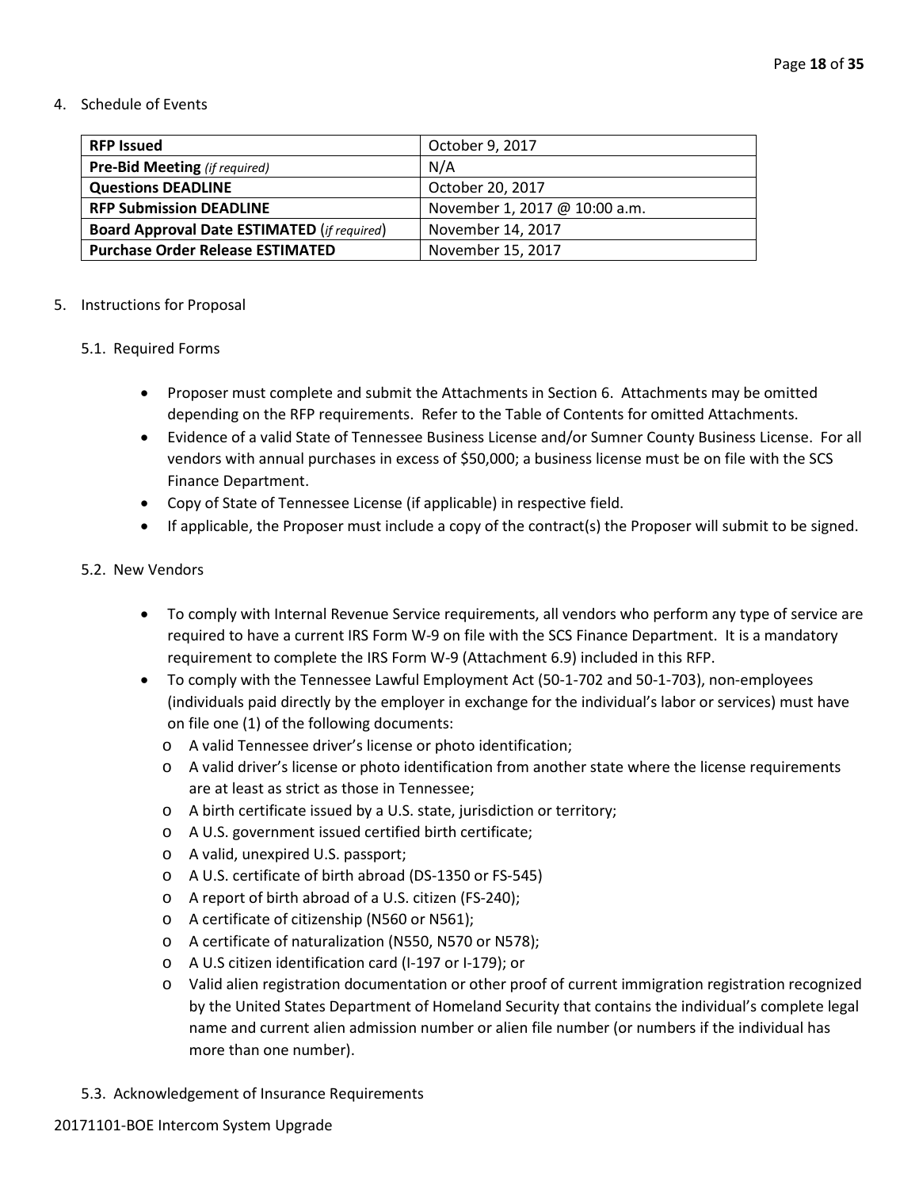4. Schedule of Events

| **RFP Issued** | October 9, 2017 |
|---|---|
| **Pre-Bid Meeting** *(if required)* | N/A |
| **Questions DEADLINE** | October 20, 2017 |
| **RFP Submission DEADLINE** | November 1, 2017 @ 10:00 a.m. |
| **Board Approval Date ESTIMATED** (*if required*) | November 14, 2017 |
| **Purchase Order Release ESTIMATED** | November 15, 2017 |

5. Instructions for Proposal

5.1. Required Forms

- Proposer must complete and submit the Attachments in Section 6. Attachments may be omitted depending on the RFP requirements. Refer to the Table of Contents for omitted Attachments.
- Evidence of a valid State of Tennessee Business License and/or Sumner County Business License. For all vendors with annual purchases in excess of $50,000; a business license must be on file with the SCS Finance Department.
- Copy of State of Tennessee License (if applicable) in respective field.
- If applicable, the Proposer must include a copy of the contract(s) the Proposer will submit to be signed.

5.2. New Vendors

- To comply with Internal Revenue Service requirements, all vendors who perform any type of service are required to have a current IRS Form W-9 on file with the SCS Finance Department. It is a mandatory requirement to complete the IRS Form W-9 (Attachment 6.9) included in this RFP.
- To comply with the Tennessee Lawful Employment Act (50-1-702 and 50-1-703), non-employees (individuals paid directly by the employer in exchange for the individual's labor or services) must have on file one (1) of the following documents:
  - A valid Tennessee driver's license or photo identification;
  - A valid driver's license or photo identification from another state where the license requirements are at least as strict as those in Tennessee;
  - A birth certificate issued by a U.S. state, jurisdiction or territory;
  - A U.S. government issued certified birth certificate;
  - A valid, unexpired U.S. passport;
  - A U.S. certificate of birth abroad (DS-1350 or FS-545)
  - A report of birth abroad of a U.S. citizen (FS-240);
  - A certificate of citizenship (N560 or N561);
  - A certificate of naturalization (N550, N570 or N578);
  - A U.S citizen identification card (I-197 or I-179); or
  - Valid alien registration documentation or other proof of current immigration registration recognized by the United States Department of Homeland Security that contains the individual's complete legal name and current alien admission number or alien file number (or numbers if the individual has more than one number).

5.3. Acknowledgement of Insurance Requirements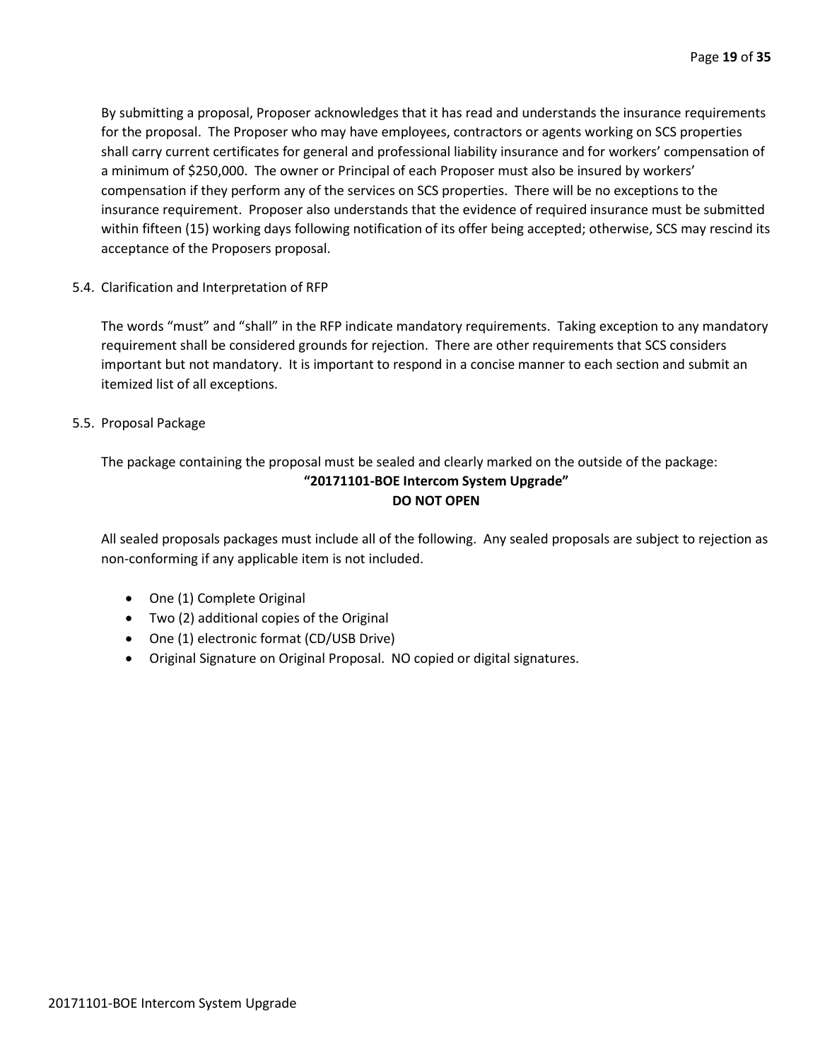By submitting a proposal, Proposer acknowledges that it has read and understands the insurance requirements for the proposal. The Proposer who may have employees, contractors or agents working on SCS properties shall carry current certificates for general and professional liability insurance and for workers' compensation of a minimum of $250,000. The owner or Principal of each Proposer must also be insured by workers' compensation if they perform any of the services on SCS properties. There will be no exceptions to the insurance requirement. Proposer also understands that the evidence of required insurance must be submitted within fifteen (15) working days following notification of its offer being accepted; otherwise, SCS may rescind its acceptance of the Proposers proposal.

5.4. Clarification and Interpretation of RFP

The words "must" and "shall" in the RFP indicate mandatory requirements. Taking exception to any mandatory requirement shall be considered grounds for rejection. There are other requirements that SCS considers important but not mandatory. It is important to respond in a concise manner to each section and submit an itemized list of all exceptions.

5.5. Proposal Package

The package containing the proposal must be sealed and clearly marked on the outside of the package:

**"20171101-BOE Intercom System Upgrade"**
**DO NOT OPEN**

All sealed proposals packages must include all of the following. Any sealed proposals are subject to rejection as non-conforming if any applicable item is not included.

- One (1) Complete Original
- Two (2) additional copies of the Original
- One (1) electronic format (CD/USB Drive)
- Original Signature on Original Proposal. NO copied or digital signatures.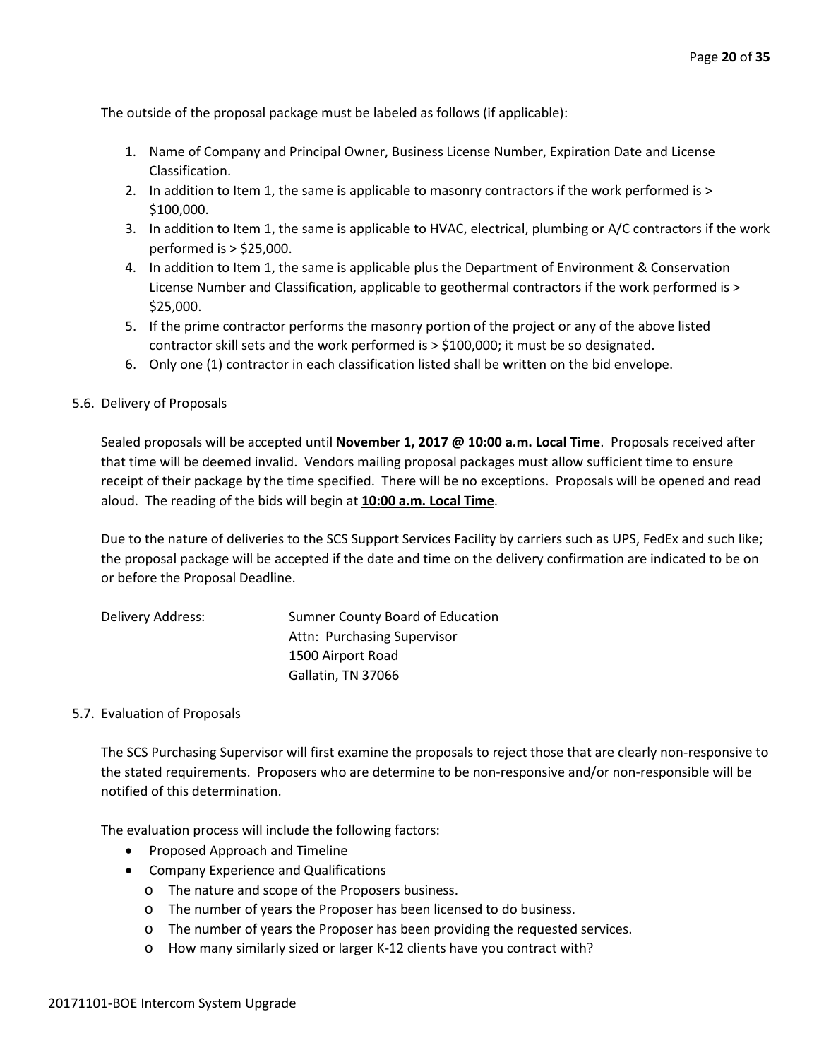The outside of the proposal package must be labeled as follows (if applicable):

1. Name of Company and Principal Owner, Business License Number, Expiration Date and License Classification.
2. In addition to Item 1, the same is applicable to masonry contractors if the work performed is > $100,000.
3. In addition to Item 1, the same is applicable to HVAC, electrical, plumbing or A/C contractors if the work performed is > $25,000.
4. In addition to Item 1, the same is applicable plus the Department of Environment & Conservation License Number and Classification, applicable to geothermal contractors if the work performed is > $25,000.
5. If the prime contractor performs the masonry portion of the project or any of the above listed contractor skill sets and the work performed is > $100,000; it must be so designated.
6. Only one (1) contractor in each classification listed shall be written on the bid envelope.

### 5.6. Delivery of Proposals

Sealed proposals will be accepted until **November 1, 2017 @ 10:00 a.m. Local Time**. Proposals received after that time will be deemed invalid. Vendors mailing proposal packages must allow sufficient time to ensure receipt of their package by the time specified. There will be no exceptions. Proposals will be opened and read aloud. The reading of the bids will begin at **10:00 a.m. Local Time**.

Due to the nature of deliveries to the SCS Support Services Facility by carriers such as UPS, FedEx and such like; the proposal package will be accepted if the date and time on the delivery confirmation are indicated to be on or before the Proposal Deadline.

Delivery Address:
Sumner County Board of Education
Attn: Purchasing Supervisor
1500 Airport Road
Gallatin, TN 37066

### 5.7. Evaluation of Proposals

The SCS Purchasing Supervisor will first examine the proposals to reject those that are clearly non-responsive to the stated requirements. Proposers who are determine to be non-responsive and/or non-responsible will be notified of this determination.

The evaluation process will include the following factors:

- Proposed Approach and Timeline
- Company Experience and Qualifications
  - The nature and scope of the Proposers business.
  - The number of years the Proposer has been licensed to do business.
  - The number of years the Proposer has been providing the requested services.
  - How many similarly sized or larger K-12 clients have you contract with?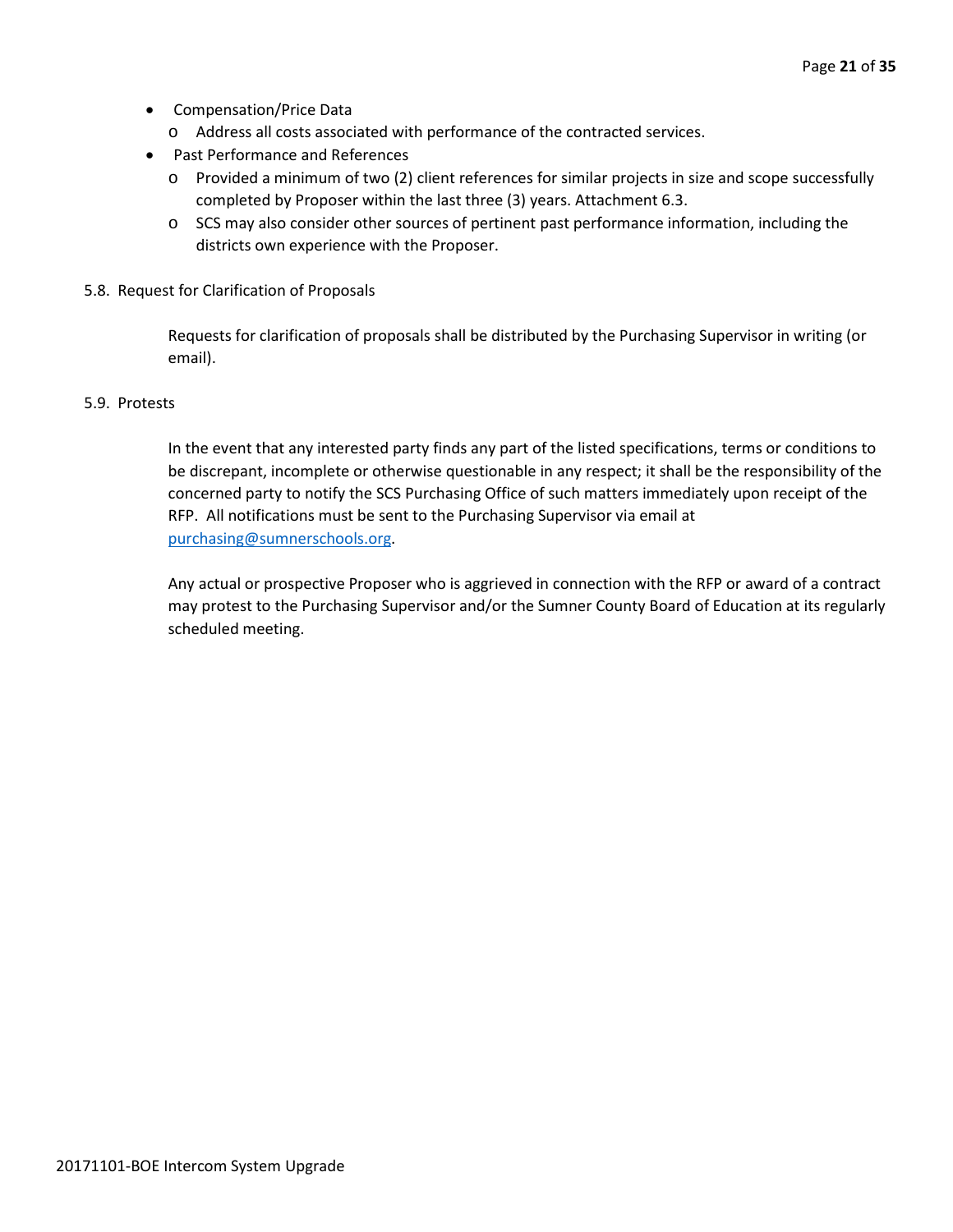- Compensation/Price Data
  - Address all costs associated with performance of the contracted services.
- Past Performance and References
  - Provided a minimum of two (2) client references for similar projects in size and scope successfully completed by Proposer within the last three (3) years. Attachment 6.3.
  - SCS may also consider other sources of pertinent past performance information, including the districts own experience with the Proposer.

5.8. Request for Clarification of Proposals

Requests for clarification of proposals shall be distributed by the Purchasing Supervisor in writing (or email).

5.9. Protests

In the event that any interested party finds any part of the listed specifications, terms or conditions to be discrepant, incomplete or otherwise questionable in any respect; it shall be the responsibility of the concerned party to notify the SCS Purchasing Office of such matters immediately upon receipt of the RFP. All notifications must be sent to the Purchasing Supervisor via email at purchasing@sumnerschools.org.

Any actual or prospective Proposer who is aggrieved in connection with the RFP or award of a contract may protest to the Purchasing Supervisor and/or the Sumner County Board of Education at its regularly scheduled meeting.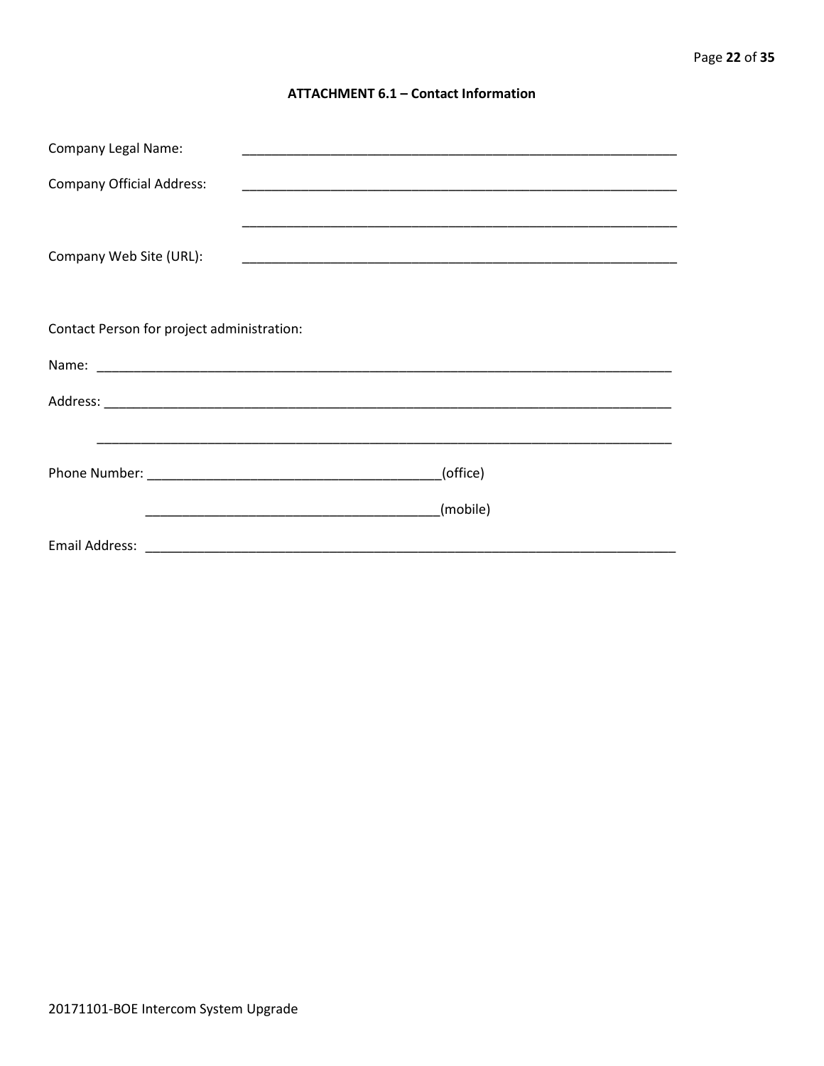### ATTACHMENT 6.1 – Contact Information

Company Legal Name: ____________________________________________________________

Company Official Address: ____________________________________________________________

____________________________________________________________

Company Web Site (URL): ____________________________________________________________

Contact Person for project administration:

Name: ________________________________________________________________________________

Address: ______________________________________________________________________________

________________________________________________________________________________

Phone Number: ________________________________________(office)

________________________________________(mobile)

Email Address: ___________________________________________________________________________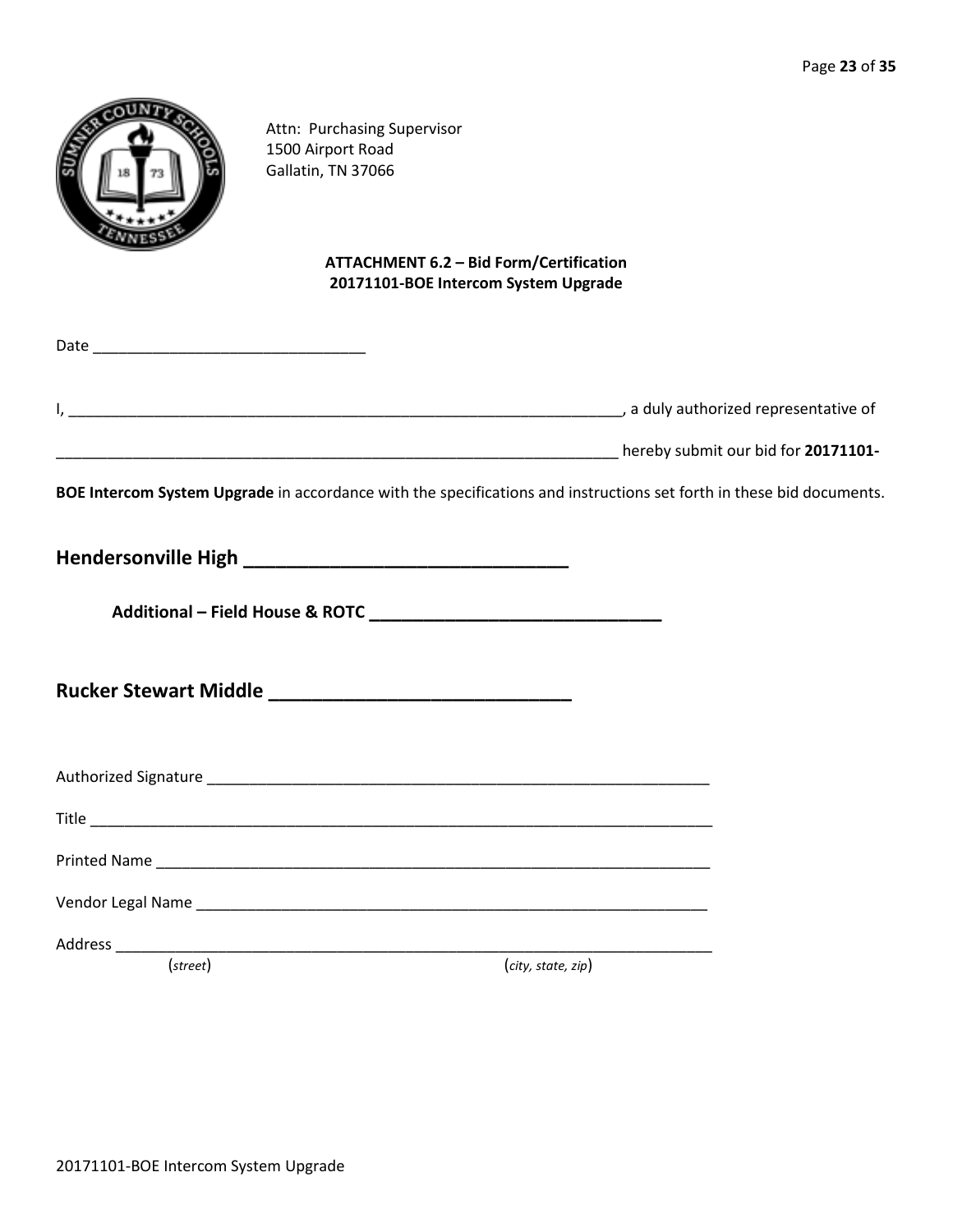Attn: Purchasing Supervisor
1500 Airport Road
Gallatin, TN 37066

**ATTACHMENT 6.2 – Bid Form/Certification**
**20171101-BOE Intercom System Upgrade**

Date ________________________________

I, ____________________________________________________________________, a duly authorized representative of

______________________________________________________________________ hereby submit our bid for **20171101-BOE Intercom System Upgrade** in accordance with the specifications and instructions set forth in these bid documents.

## Hendersonville High ______________________________

**Additional – Field House & ROTC ______________________________**

## Rucker Stewart Middle ____________________________

Authorized Signature _____________________________________________________________

Title ___________________________________________________________________________

Printed Name ____________________________________________________________________

Vendor Legal Name _______________________________________________________________

Address ________________________________________________________________________
(*street*) (*city, state, zip*)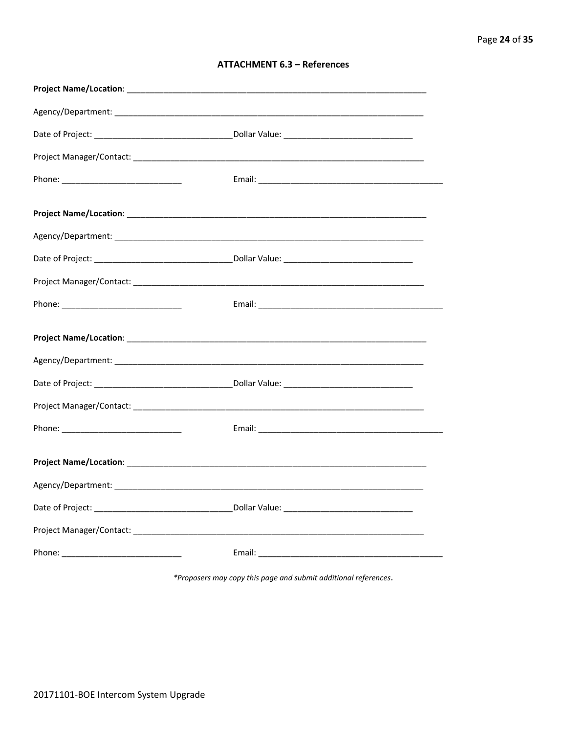### ATTACHMENT 6.3 – References

**Project Name/Location**: ____________________________________________________________________

Agency/Department: ____________________________________________________________________

Date of Project: ______________________________ Dollar Value: ____________________________

Project Manager/Contact: _______________________________________________________________

Phone: __________________________ Email: _________________________________________

**Project Name/Location**: ____________________________________________________________________

Agency/Department: ____________________________________________________________________

Date of Project: ______________________________ Dollar Value: ____________________________

Project Manager/Contact: _______________________________________________________________

Phone: __________________________ Email: _________________________________________

**Project Name/Location**: ____________________________________________________________________

Agency/Department: ____________________________________________________________________

Date of Project: ______________________________ Dollar Value: ____________________________

Project Manager/Contact: _______________________________________________________________

Phone: __________________________ Email: _________________________________________

**Project Name/Location**: ____________________________________________________________________

Agency/Department: ____________________________________________________________________

Date of Project: ______________________________ Dollar Value: ____________________________

Project Manager/Contact: _______________________________________________________________

Phone: __________________________ Email: _________________________________________

*\*Proposers may copy this page and submit additional references.*

20171101-BOE Intercom System Upgrade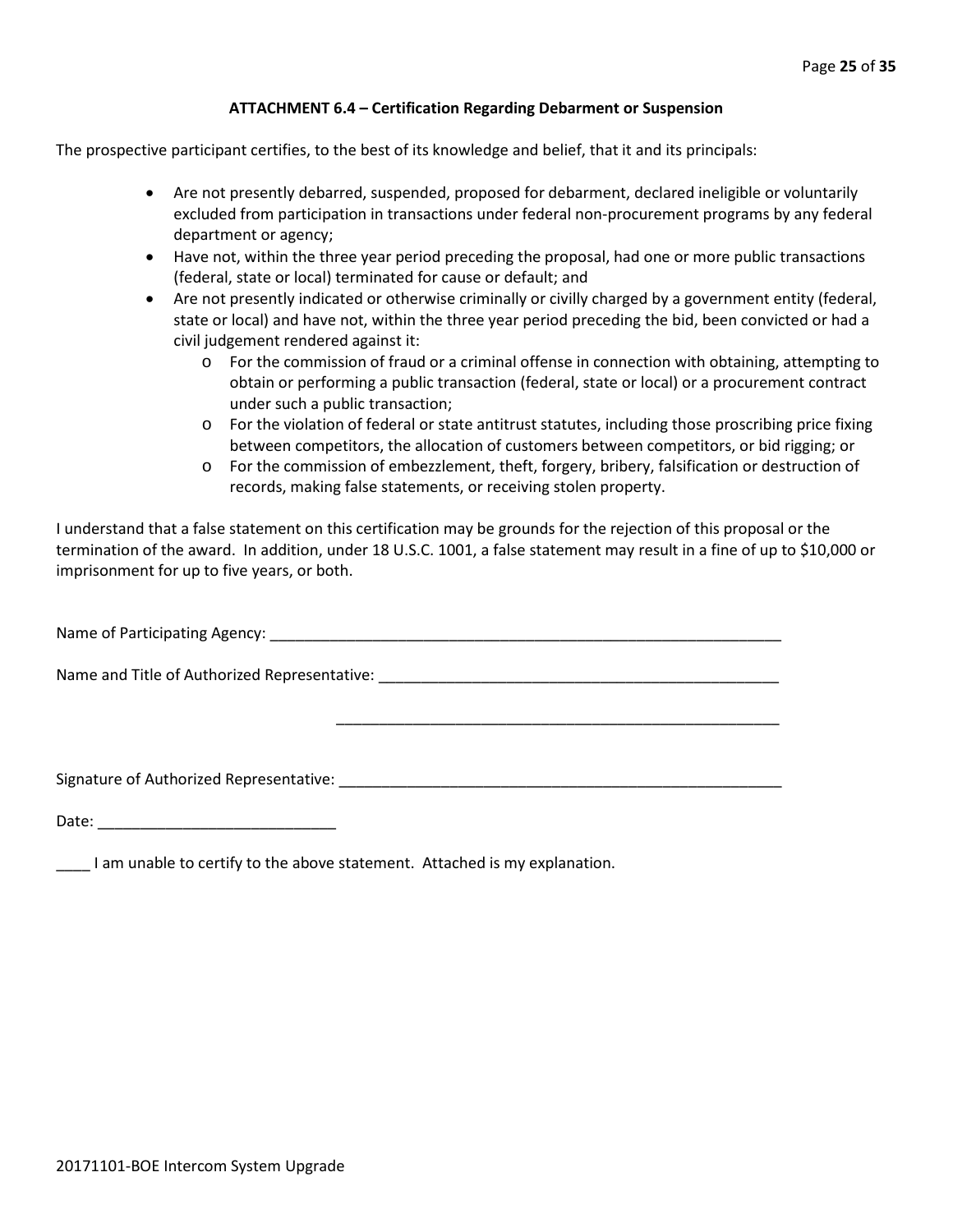## ATTACHMENT 6.4 – Certification Regarding Debarment or Suspension

The prospective participant certifies, to the best of its knowledge and belief, that it and its principals:

- Are not presently debarred, suspended, proposed for debarment, declared ineligible or voluntarily excluded from participation in transactions under federal non-procurement programs by any federal department or agency;
- Have not, within the three year period preceding the proposal, had one or more public transactions (federal, state or local) terminated for cause or default; and
- Are not presently indicated or otherwise criminally or civilly charged by a government entity (federal, state or local) and have not, within the three year period preceding the bid, been convicted or had a civil judgement rendered against it:
  - For the commission of fraud or a criminal offense in connection with obtaining, attempting to obtain or performing a public transaction (federal, state or local) or a procurement contract under such a public transaction;
  - For the violation of federal or state antitrust statutes, including those proscribing price fixing between competitors, the allocation of customers between competitors, or bid rigging; or
  - For the commission of embezzlement, theft, forgery, bribery, falsification or destruction of records, making false statements, or receiving stolen property.

I understand that a false statement on this certification may be grounds for the rejection of this proposal or the termination of the award. In addition, under 18 U.S.C. 1001, a false statement may result in a fine of up to $10,000 or imprisonment for up to five years, or both.

Name of Participating Agency: ______________________________________________________________

Name and Title of Authorized Representative: ________________________________________________

______________________________________________________

Signature of Authorized Representative: _____________________________________________________

Date: ____________________________

____ I am unable to certify to the above statement. Attached is my explanation.

20171101-BOE Intercom System Upgrade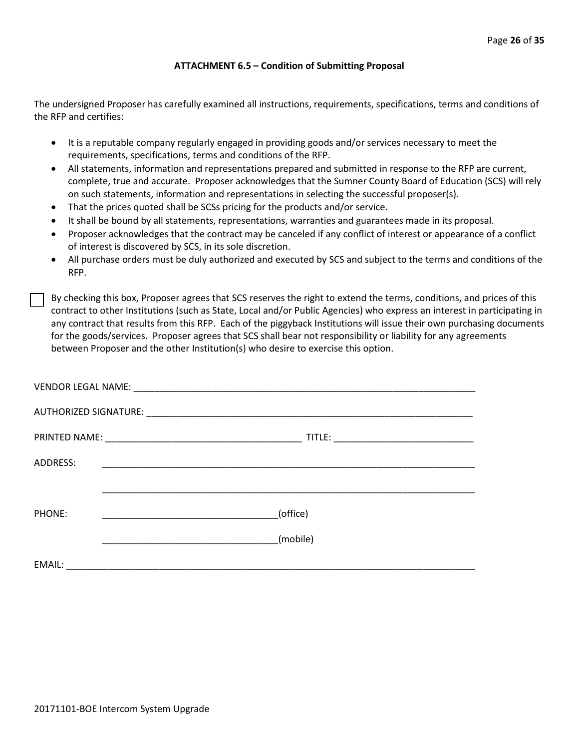## ATTACHMENT 6.5 – Condition of Submitting Proposal

The undersigned Proposer has carefully examined all instructions, requirements, specifications, terms and conditions of the RFP and certifies:

- It is a reputable company regularly engaged in providing goods and/or services necessary to meet the requirements, specifications, terms and conditions of the RFP.
- All statements, information and representations prepared and submitted in response to the RFP are current, complete, true and accurate. Proposer acknowledges that the Sumner County Board of Education (SCS) will rely on such statements, information and representations in selecting the successful proposer(s).
- That the prices quoted shall be SCSs pricing for the products and/or service.
- It shall be bound by all statements, representations, warranties and guarantees made in its proposal.
- Proposer acknowledges that the contract may be canceled if any conflict of interest or appearance of a conflict of interest is discovered by SCS, in its sole discretion.
- All purchase orders must be duly authorized and executed by SCS and subject to the terms and conditions of the RFP.

☐ By checking this box, Proposer agrees that SCS reserves the right to extend the terms, conditions, and prices of this contract to other Institutions (such as State, Local and/or Public Agencies) who express an interest in participating in any contract that results from this RFP. Each of the piggyback Institutions will issue their own purchasing documents for the goods/services. Proposer agrees that SCS shall bear not responsibility or liability for any agreements between Proposer and the other Institution(s) who desire to exercise this option.

VENDOR LEGAL NAME: ______________________________________________________________________

AUTHORIZED SIGNATURE: __________________________________________________________________

PRINTED NAME: ______________________________________ TITLE: ___________________________

ADDRESS: ________________________________________________________________________

________________________________________________________________________

PHONE: __________________________________(office)

__________________________________(mobile)

EMAIL: ______________________________________________________________________________

20171101-BOE Intercom System Upgrade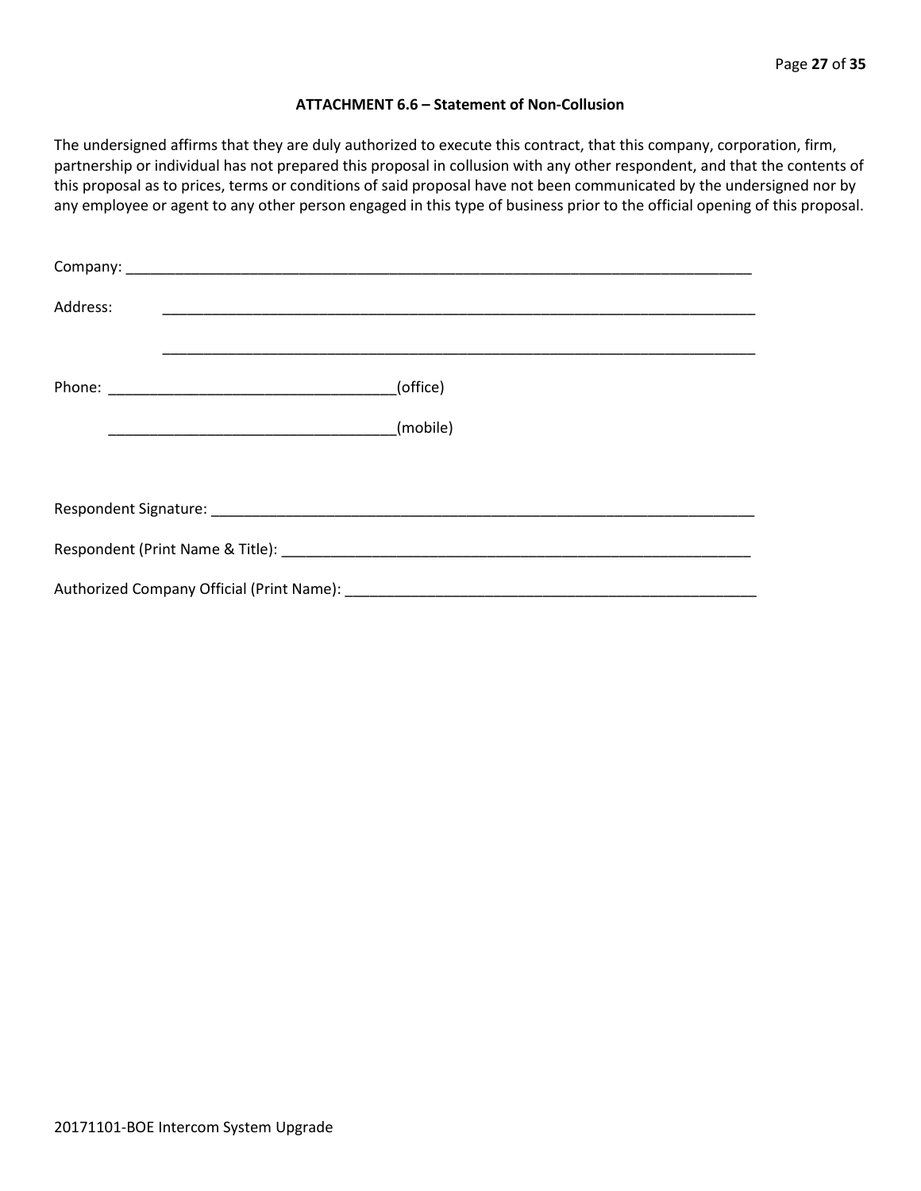### ATTACHMENT 6.6 – Statement of Non-Collusion

The undersigned affirms that they are duly authorized to execute this contract, that this company, corporation, firm, partnership or individual has not prepared this proposal in collusion with any other respondent, and that the contents of this proposal as to prices, terms or conditions of said proposal have not been communicated by the undersigned nor by any employee or agent to any other person engaged in this type of business prior to the official opening of this proposal.

Company: ______________________________________________________________________________

Address: ___________________________________________________________________________

___________________________________________________________________________

Phone: ___________________________________(office)

___________________________________(mobile)

Respondent Signature: __________________________________________________________________

Respondent (Print Name & Title): _________________________________________________________

Authorized Company Official (Print Name): __________________________________________________

20171101-BOE Intercom System Upgrade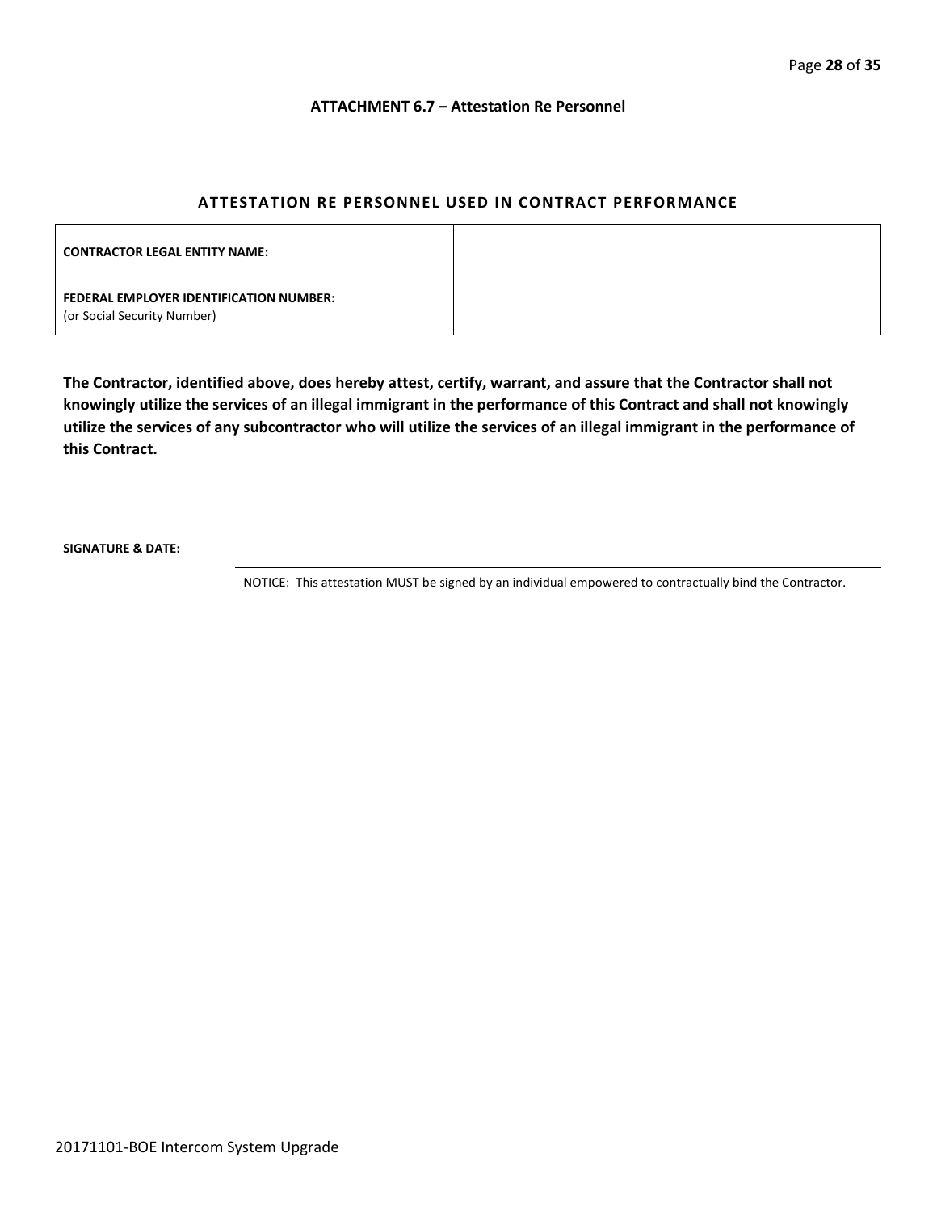### ATTACHMENT 6.7 – Attestation Re Personnel

## ATTESTATION RE PERSONNEL USED IN CONTRACT PERFORMANCE

| | |
|---|---|
| **CONTRACTOR LEGAL ENTITY NAME:** | |
| **FEDERAL EMPLOYER IDENTIFICATION NUMBER:** (or Social Security Number) | |

**The Contractor, identified above, does hereby attest, certify, warrant, and assure that the Contractor shall not knowingly utilize the services of an illegal immigrant in the performance of this Contract and shall not knowingly utilize the services of any subcontractor who will utilize the services of an illegal immigrant in the performance of this Contract.**

**SIGNATURE & DATE:**

NOTICE: This attestation MUST be signed by an individual empowered to contractually bind the Contractor.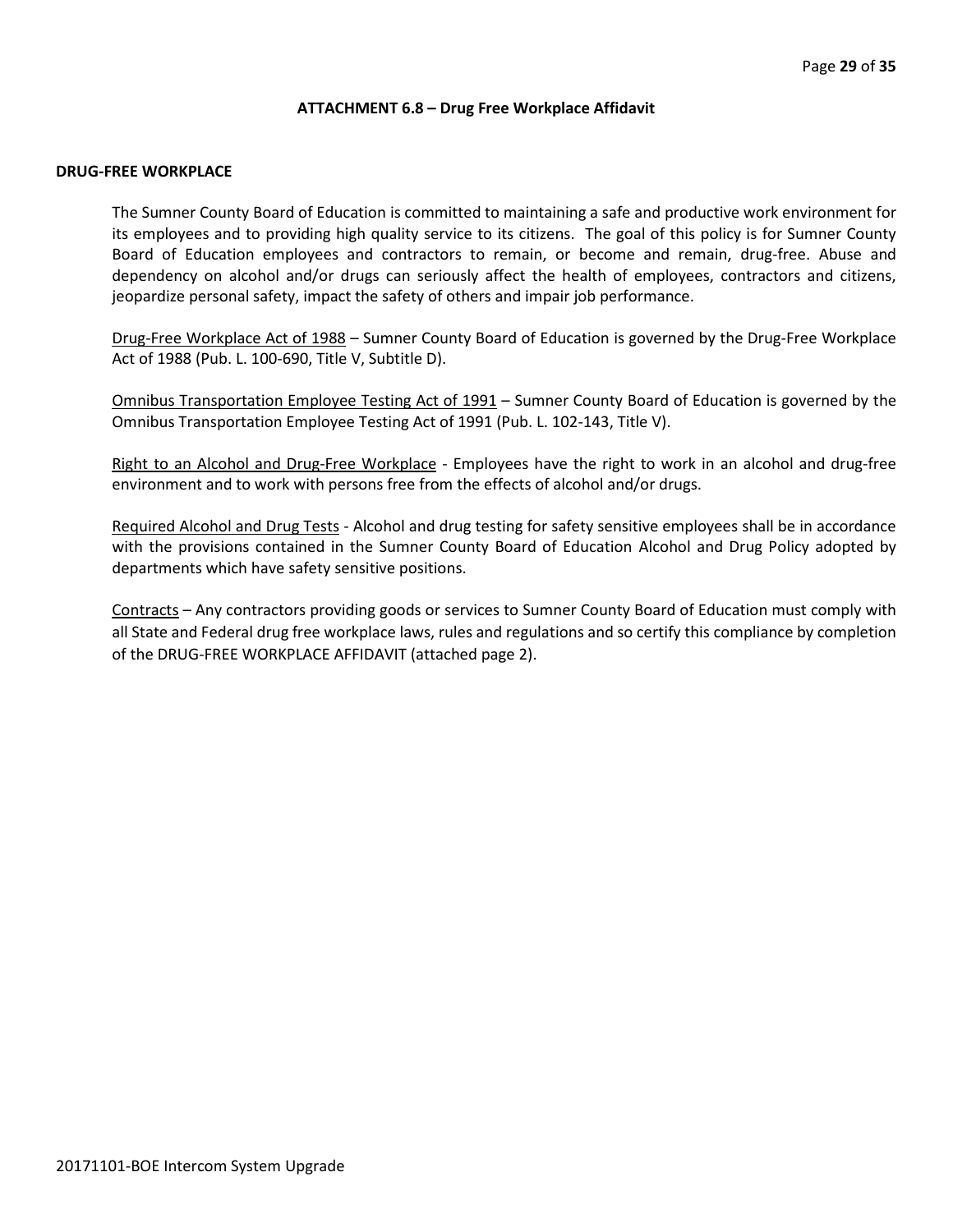## ATTACHMENT 6.8 – Drug Free Workplace Affidavit

**DRUG-FREE WORKPLACE**

The Sumner County Board of Education is committed to maintaining a safe and productive work environment for its employees and to providing high quality service to its citizens. The goal of this policy is for Sumner County Board of Education employees and contractors to remain, or become and remain, drug-free. Abuse and dependency on alcohol and/or drugs can seriously affect the health of employees, contractors and citizens, jeopardize personal safety, impact the safety of others and impair job performance.

<u>Drug-Free Workplace Act of 1988</u> – Sumner County Board of Education is governed by the Drug-Free Workplace Act of 1988 (Pub. L. 100-690, Title V, Subtitle D).

<u>Omnibus Transportation Employee Testing Act of 1991</u> – Sumner County Board of Education is governed by the Omnibus Transportation Employee Testing Act of 1991 (Pub. L. 102-143, Title V).

<u>Right to an Alcohol and Drug-Free Workplace</u> - Employees have the right to work in an alcohol and drug-free environment and to work with persons free from the effects of alcohol and/or drugs.

<u>Required Alcohol and Drug Tests</u> - Alcohol and drug testing for safety sensitive employees shall be in accordance with the provisions contained in the Sumner County Board of Education Alcohol and Drug Policy adopted by departments which have safety sensitive positions.

<u>Contracts</u> – Any contractors providing goods or services to Sumner County Board of Education must comply with all State and Federal drug free workplace laws, rules and regulations and so certify this compliance by completion of the DRUG-FREE WORKPLACE AFFIDAVIT (attached page 2).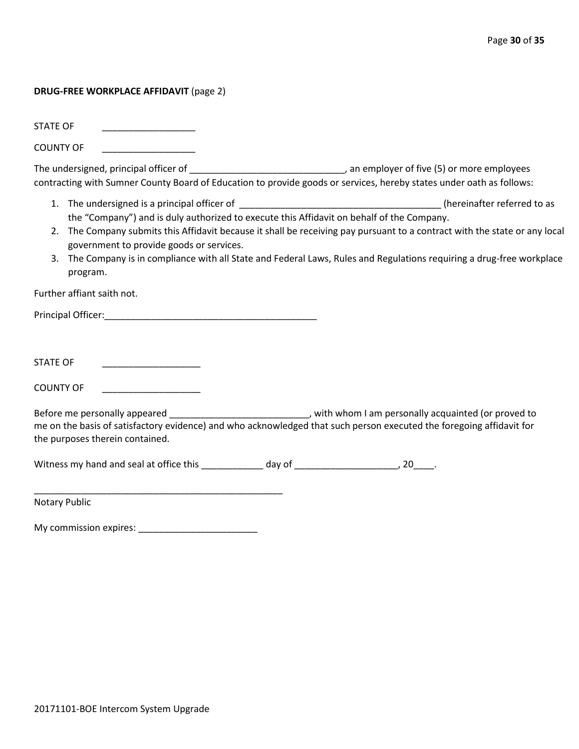**DRUG-FREE WORKPLACE AFFIDAVIT** (page 2)

STATE OF __________________

COUNTY OF __________________

The undersigned, principal officer of ______________________________, an employer of five (5) or more employees contracting with Sumner County Board of Education to provide goods or services, hereby states under oath as follows:

1. The undersigned is a principal officer of ______________________________________ (hereinafter referred to as the "Company") and is duly authorized to execute this Affidavit on behalf of the Company.
2. The Company submits this Affidavit because it shall be receiving pay pursuant to a contract with the state or any local government to provide goods or services.
3. The Company is in compliance with all State and Federal Laws, Rules and Regulations requiring a drug-free workplace program.

Further affiant saith not.

Principal Officer:_________________________________________

STATE OF ___________________

COUNTY OF ___________________

Before me personally appeared ___________________________, with whom I am personally acquainted (or proved to me on the basis of satisfactory evidence) and who acknowledged that such person executed the foregoing affidavit for the purposes therein contained.

Witness my hand and seal at office this ____________ day of ____________________, 20____.

_________________________________________________
Notary Public

My commission expires: _______________________

20171101-BOE Intercom System Upgrade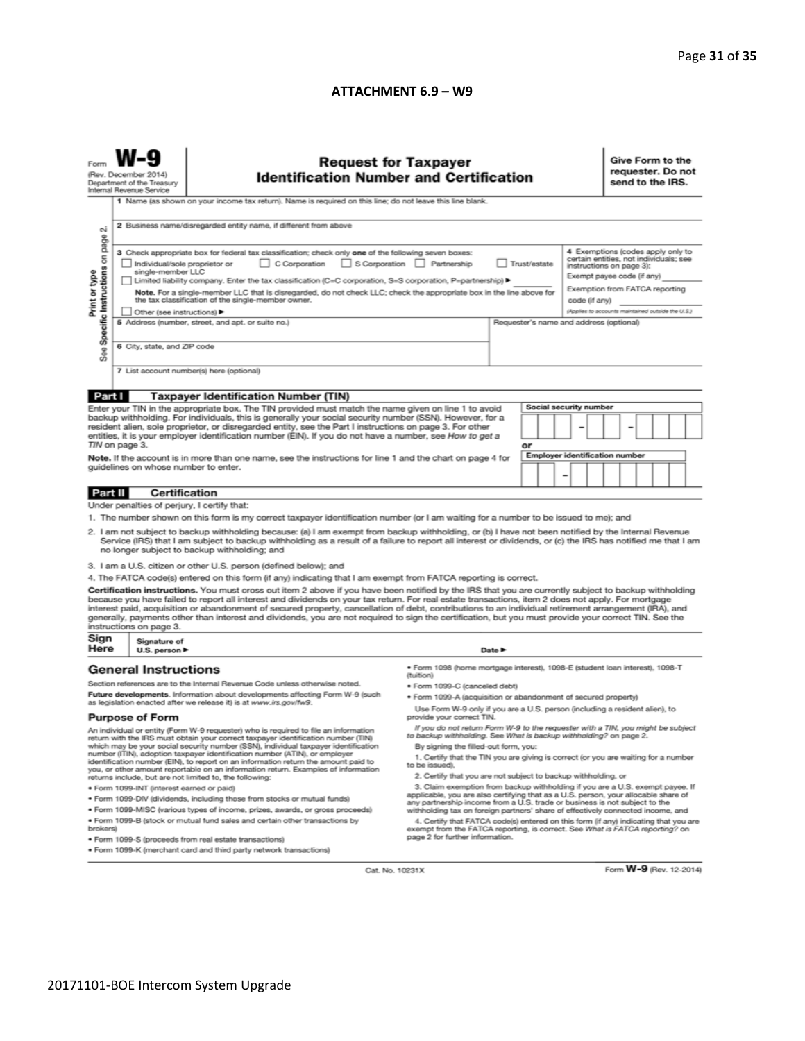**ATTACHMENT 6.9 – W9**

Form **W-9**
(Rev. December 2014)
Department of the Treasury
Internal Revenue Service

## Request for Taxpayer Identification Number and Certification

**Give Form to the requester. Do not send to the IRS.**

**Print or type**
**See Specific Instructions on page 2.**

1 Name (as shown on your income tax return). Name is required on this line; do not leave this line blank.

2 Business name/disregarded entity name, if different from above

3 Check appropriate box for federal tax classification; check only **one** of the following seven boxes:

☐ Individual/sole proprietor or single-member LLC ☐ C Corporation ☐ S Corporation ☐ Partnership ☐ Trust/estate

☐ Limited liability company. Enter the tax classification (C=C corporation, S=S corporation, P=partnership) ▶ ________

**Note.** For a single-member LLC that is disregarded, do not check LLC; check the appropriate box in the line above for the tax classification of the single-member owner.

☐ Other (see instructions) ▶

4 Exemptions (codes apply only to certain entities, not individuals; see instructions on page 3):

Exempt payee code (if any) ________

Exemption from FATCA reporting code (if any) ________

*(Applies to accounts maintained outside the U.S.)*

5 Address (number, street, and apt. or suite no.)

Requester's name and address (optional)

6 City, state, and ZIP code

7 List account number(s) here (optional)

### Part I Taxpayer Identification Number (TIN)

Enter your TIN in the appropriate box. The TIN provided must match the name given on line 1 to avoid backup withholding. For individuals, this is generally your social security number (SSN). However, for a resident alien, sole proprietor, or disregarded entity, see the Part I instructions on page 3. For other entities, it is your employer identification number (EIN). If you do not have a number, see *How to get a TIN* on page 3.

**Note.** If the account is in more than one name, see the instructions for line 1 and the chart on page 4 for guidelines on whose number to enter.

**Social security number**

☐☐☐ – ☐☐ – ☐☐☐☐

**or**

**Employer identification number**

☐☐ – ☐☐☐☐☐☐☐

### Part II Certification

Under penalties of perjury, I certify that:

1. The number shown on this form is my correct taxpayer identification number (or I am waiting for a number to be issued to me); and
2. I am not subject to backup withholding because: (a) I am exempt from backup withholding, or (b) I have not been notified by the Internal Revenue Service (IRS) that I am subject to backup withholding as a result of a failure to report all interest or dividends, or (c) the IRS has notified me that I am no longer subject to backup withholding; and
3. I am a U.S. citizen or other U.S. person (defined below); and
4. The FATCA code(s) entered on this form (if any) indicating that I am exempt from FATCA reporting is correct.

**Certification instructions.** You must cross out item 2 above if you have been notified by the IRS that you are currently subject to backup withholding because you have failed to report all interest and dividends on your tax return. For real estate transactions, item 2 does not apply. For mortgage interest paid, acquisition or abandonment of secured property, cancellation of debt, contributions to an individual retirement arrangement (IRA), and generally, payments other than interest and dividends, you are not required to sign the certification, but you must provide your correct TIN. See the instructions on page 3.

**Sign Here** | Signature of U.S. person ▶ | Date ▶

## General Instructions

Section references are to the Internal Revenue Code unless otherwise noted.

**Future developments.** Information about developments affecting Form W-9 (such as legislation enacted after we release it) is at *www.irs.gov/fw9*.

### Purpose of Form

An individual or entity (Form W-9 requester) who is required to file an information return with the IRS must obtain your correct taxpayer identification number (TIN) which may be your social security number (SSN), individual taxpayer identification number (ITIN), adoption taxpayer identification number (ATIN), or employer identification number (EIN), to report on an information return the amount paid to you, or other amount reportable on an information return. Examples of information returns include, but are not limited to, the following:

- Form 1099-INT (interest earned or paid)
- Form 1099-DIV (dividends, including those from stocks or mutual funds)
- Form 1099-MISC (various types of income, prizes, awards, or gross proceeds)
- Form 1099-B (stock or mutual fund sales and certain other transactions by brokers)
- Form 1099-S (proceeds from real estate transactions)
- Form 1099-K (merchant card and third party network transactions)
- Form 1098 (home mortgage interest), 1098-E (student loan interest), 1098-T (tuition)
- Form 1099-C (canceled debt)
- Form 1099-A (acquisition or abandonment of secured property)

Use Form W-9 only if you are a U.S. person (including a resident alien), to provide your correct TIN.

*If you do not return Form W-9 to the requester with a TIN, you might be subject to backup withholding. See What is backup withholding? on page 2.*

By signing the filled-out form, you:

1. Certify that the TIN you are giving is correct (or you are waiting for a number to be issued),
2. Certify that you are not subject to backup withholding, or
3. Claim exemption from backup withholding if you are a U.S. exempt payee. If applicable, you are also certifying that as a U.S. person, your allocable share of any partnership income from a U.S. trade or business is not subject to the withholding tax on foreign partners' share of effectively connected income, and
4. Certify that FATCA code(s) entered on this form (if any) indicating that you are exempt from the FATCA reporting, is correct. See *What is FATCA reporting?* on page 2 for further information.

Cat. No. 10231X

Form **W-9** (Rev. 12-2014)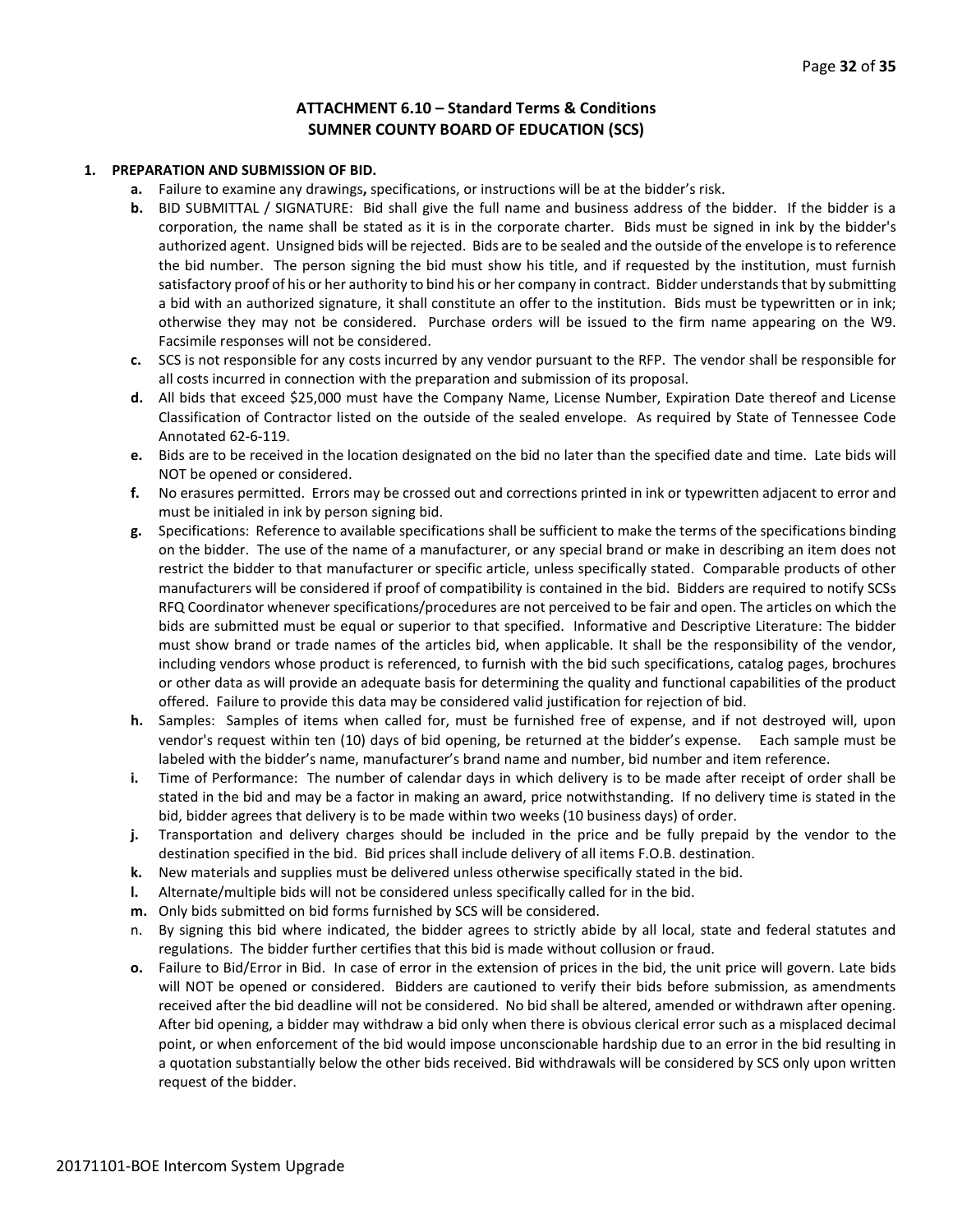## ATTACHMENT 6.10 – Standard Terms & Conditions
## SUMNER COUNTY BOARD OF EDUCATION (SCS)

**1. PREPARATION AND SUBMISSION OF BID.**

- **a.** Failure to examine any drawings**,** specifications, or instructions will be at the bidder's risk.
- **b.** BID SUBMITTAL / SIGNATURE: Bid shall give the full name and business address of the bidder. If the bidder is a corporation, the name shall be stated as it is in the corporate charter. Bids must be signed in ink by the bidder's authorized agent. Unsigned bids will be rejected. Bids are to be sealed and the outside of the envelope is to reference the bid number. The person signing the bid must show his title, and if requested by the institution, must furnish satisfactory proof of his or her authority to bind his or her company in contract. Bidder understands that by submitting a bid with an authorized signature, it shall constitute an offer to the institution. Bids must be typewritten or in ink; otherwise they may not be considered. Purchase orders will be issued to the firm name appearing on the W9. Facsimile responses will not be considered.
- **c.** SCS is not responsible for any costs incurred by any vendor pursuant to the RFP. The vendor shall be responsible for all costs incurred in connection with the preparation and submission of its proposal.
- **d.** All bids that exceed $25,000 must have the Company Name, License Number, Expiration Date thereof and License Classification of Contractor listed on the outside of the sealed envelope. As required by State of Tennessee Code Annotated 62-6-119.
- **e.** Bids are to be received in the location designated on the bid no later than the specified date and time. Late bids will NOT be opened or considered.
- **f.** No erasures permitted. Errors may be crossed out and corrections printed in ink or typewritten adjacent to error and must be initialed in ink by person signing bid.
- **g.** Specifications: Reference to available specifications shall be sufficient to make the terms of the specifications binding on the bidder. The use of the name of a manufacturer, or any special brand or make in describing an item does not restrict the bidder to that manufacturer or specific article, unless specifically stated. Comparable products of other manufacturers will be considered if proof of compatibility is contained in the bid. Bidders are required to notify SCSs RFQ Coordinator whenever specifications/procedures are not perceived to be fair and open. The articles on which the bids are submitted must be equal or superior to that specified. Informative and Descriptive Literature: The bidder must show brand or trade names of the articles bid, when applicable. It shall be the responsibility of the vendor, including vendors whose product is referenced, to furnish with the bid such specifications, catalog pages, brochures or other data as will provide an adequate basis for determining the quality and functional capabilities of the product offered. Failure to provide this data may be considered valid justification for rejection of bid.
- **h.** Samples: Samples of items when called for, must be furnished free of expense, and if not destroyed will, upon vendor's request within ten (10) days of bid opening, be returned at the bidder's expense. Each sample must be labeled with the bidder's name, manufacturer's brand name and number, bid number and item reference.
- **i.** Time of Performance: The number of calendar days in which delivery is to be made after receipt of order shall be stated in the bid and may be a factor in making an award, price notwithstanding. If no delivery time is stated in the bid, bidder agrees that delivery is to be made within two weeks (10 business days) of order.
- **j.** Transportation and delivery charges should be included in the price and be fully prepaid by the vendor to the destination specified in the bid. Bid prices shall include delivery of all items F.O.B. destination.
- **k.** New materials and supplies must be delivered unless otherwise specifically stated in the bid.
- **l.** Alternate/multiple bids will not be considered unless specifically called for in the bid.
- **m.** Only bids submitted on bid forms furnished by SCS will be considered.
- n. By signing this bid where indicated, the bidder agrees to strictly abide by all local, state and federal statutes and regulations. The bidder further certifies that this bid is made without collusion or fraud.
- **o.** Failure to Bid/Error in Bid. In case of error in the extension of prices in the bid, the unit price will govern. Late bids will NOT be opened or considered. Bidders are cautioned to verify their bids before submission, as amendments received after the bid deadline will not be considered. No bid shall be altered, amended or withdrawn after opening. After bid opening, a bidder may withdraw a bid only when there is obvious clerical error such as a misplaced decimal point, or when enforcement of the bid would impose unconscionable hardship due to an error in the bid resulting in a quotation substantially below the other bids received. Bid withdrawals will be considered by SCS only upon written request of the bidder.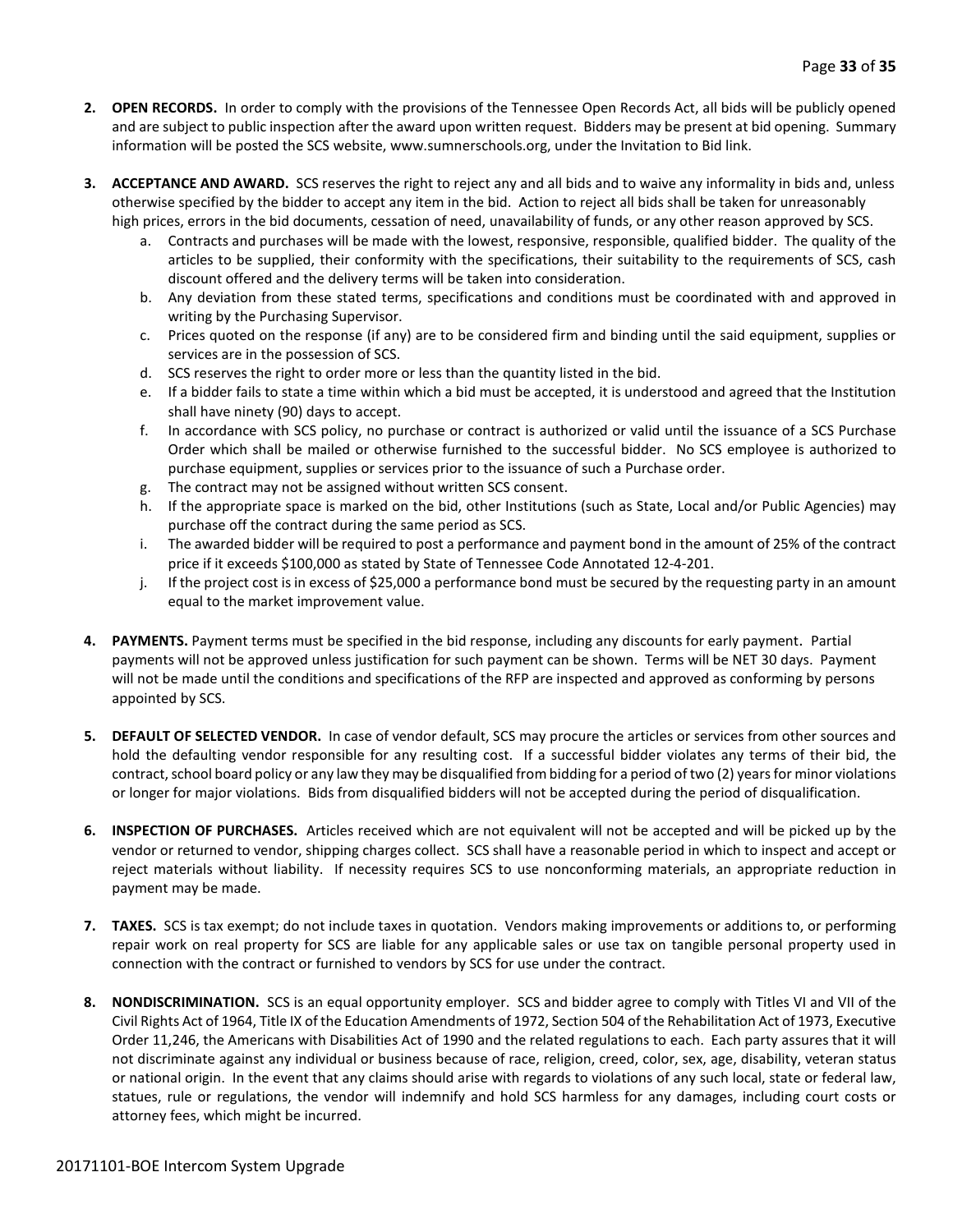2. **OPEN RECORDS.** In order to comply with the provisions of the Tennessee Open Records Act, all bids will be publicly opened and are subject to public inspection after the award upon written request. Bidders may be present at bid opening. Summary information will be posted the SCS website, www.sumnerschools.org, under the Invitation to Bid link.

3. **ACCEPTANCE AND AWARD.** SCS reserves the right to reject any and all bids and to waive any informality in bids and, unless otherwise specified by the bidder to accept any item in the bid. Action to reject all bids shall be taken for unreasonably high prices, errors in the bid documents, cessation of need, unavailability of funds, or any other reason approved by SCS.
   a. Contracts and purchases will be made with the lowest, responsive, responsible, qualified bidder. The quality of the articles to be supplied, their conformity with the specifications, their suitability to the requirements of SCS, cash discount offered and the delivery terms will be taken into consideration.
   b. Any deviation from these stated terms, specifications and conditions must be coordinated with and approved in writing by the Purchasing Supervisor.
   c. Prices quoted on the response (if any) are to be considered firm and binding until the said equipment, supplies or services are in the possession of SCS.
   d. SCS reserves the right to order more or less than the quantity listed in the bid.
   e. If a bidder fails to state a time within which a bid must be accepted, it is understood and agreed that the Institution shall have ninety (90) days to accept.
   f. In accordance with SCS policy, no purchase or contract is authorized or valid until the issuance of a SCS Purchase Order which shall be mailed or otherwise furnished to the successful bidder. No SCS employee is authorized to purchase equipment, supplies or services prior to the issuance of such a Purchase order.
   g. The contract may not be assigned without written SCS consent.
   h. If the appropriate space is marked on the bid, other Institutions (such as State, Local and/or Public Agencies) may purchase off the contract during the same period as SCS.
   i. The awarded bidder will be required to post a performance and payment bond in the amount of 25% of the contract price if it exceeds $100,000 as stated by State of Tennessee Code Annotated 12-4-201.
   j. If the project cost is in excess of $25,000 a performance bond must be secured by the requesting party in an amount equal to the market improvement value.

4. **PAYMENTS.** Payment terms must be specified in the bid response, including any discounts for early payment. Partial payments will not be approved unless justification for such payment can be shown. Terms will be NET 30 days. Payment will not be made until the conditions and specifications of the RFP are inspected and approved as conforming by persons appointed by SCS.

5. **DEFAULT OF SELECTED VENDOR.** In case of vendor default, SCS may procure the articles or services from other sources and hold the defaulting vendor responsible for any resulting cost. If a successful bidder violates any terms of their bid, the contract, school board policy or any law they may be disqualified from bidding for a period of two (2) years for minor violations or longer for major violations. Bids from disqualified bidders will not be accepted during the period of disqualification.

6. **INSPECTION OF PURCHASES.** Articles received which are not equivalent will not be accepted and will be picked up by the vendor or returned to vendor, shipping charges collect. SCS shall have a reasonable period in which to inspect and accept or reject materials without liability. If necessity requires SCS to use nonconforming materials, an appropriate reduction in payment may be made.

7. **TAXES.** SCS is tax exempt; do not include taxes in quotation. Vendors making improvements or additions to, or performing repair work on real property for SCS are liable for any applicable sales or use tax on tangible personal property used in connection with the contract or furnished to vendors by SCS for use under the contract.

8. **NONDISCRIMINATION.** SCS is an equal opportunity employer. SCS and bidder agree to comply with Titles VI and VII of the Civil Rights Act of 1964, Title IX of the Education Amendments of 1972, Section 504 of the Rehabilitation Act of 1973, Executive Order 11,246, the Americans with Disabilities Act of 1990 and the related regulations to each. Each party assures that it will not discriminate against any individual or business because of race, religion, creed, color, sex, age, disability, veteran status or national origin. In the event that any claims should arise with regards to violations of any such local, state or federal law, statues, rule or regulations, the vendor will indemnify and hold SCS harmless for any damages, including court costs or attorney fees, which might be incurred.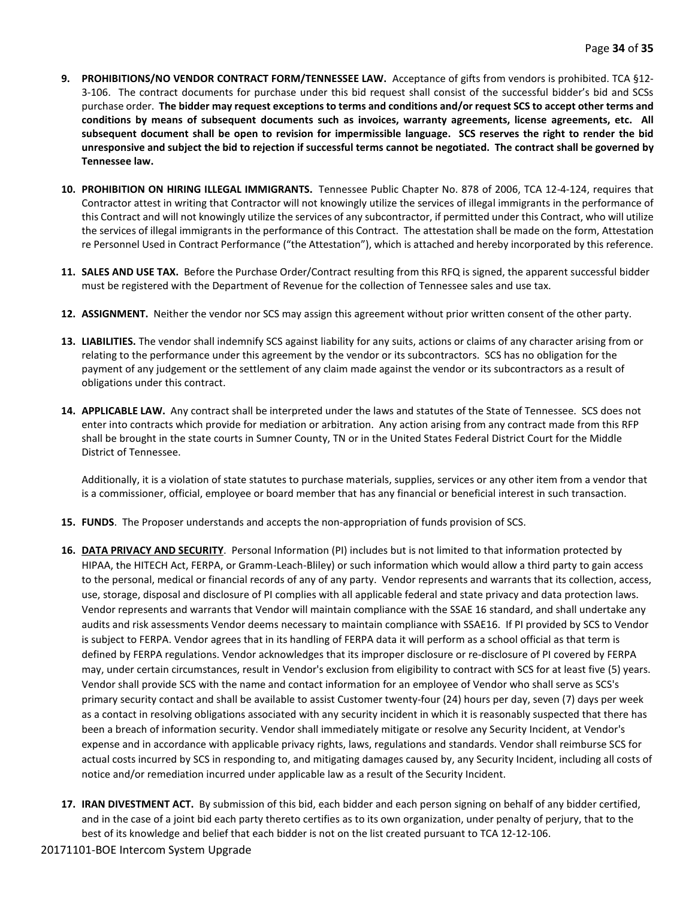9. **PROHIBITIONS/NO VENDOR CONTRACT FORM/TENNESSEE LAW.** Acceptance of gifts from vendors is prohibited. TCA §12-3-106. The contract documents for purchase under this bid request shall consist of the successful bidder's bid and SCSs purchase order. **The bidder may request exceptions to terms and conditions and/or request SCS to accept other terms and conditions by means of subsequent documents such as invoices, warranty agreements, license agreements, etc. All subsequent document shall be open to revision for impermissible language. SCS reserves the right to render the bid unresponsive and subject the bid to rejection if successful terms cannot be negotiated. The contract shall be governed by Tennessee law.**

10. **PROHIBITION ON HIRING ILLEGAL IMMIGRANTS.** Tennessee Public Chapter No. 878 of 2006, TCA 12-4-124, requires that Contractor attest in writing that Contractor will not knowingly utilize the services of illegal immigrants in the performance of this Contract and will not knowingly utilize the services of any subcontractor, if permitted under this Contract, who will utilize the services of illegal immigrants in the performance of this Contract. The attestation shall be made on the form, Attestation re Personnel Used in Contract Performance ("the Attestation"), which is attached and hereby incorporated by this reference.

11. **SALES AND USE TAX.** Before the Purchase Order/Contract resulting from this RFQ is signed, the apparent successful bidder must be registered with the Department of Revenue for the collection of Tennessee sales and use tax.

12. **ASSIGNMENT.** Neither the vendor nor SCS may assign this agreement without prior written consent of the other party.

13. **LIABILITIES.** The vendor shall indemnify SCS against liability for any suits, actions or claims of any character arising from or relating to the performance under this agreement by the vendor or its subcontractors. SCS has no obligation for the payment of any judgement or the settlement of any claim made against the vendor or its subcontractors as a result of obligations under this contract.

14. **APPLICABLE LAW.** Any contract shall be interpreted under the laws and statutes of the State of Tennessee. SCS does not enter into contracts which provide for mediation or arbitration. Any action arising from any contract made from this RFP shall be brought in the state courts in Sumner County, TN or in the United States Federal District Court for the Middle District of Tennessee.

    Additionally, it is a violation of state statutes to purchase materials, supplies, services or any other item from a vendor that is a commissioner, official, employee or board member that has any financial or beneficial interest in such transaction.

15. **FUNDS**. The Proposer understands and accepts the non-appropriation of funds provision of SCS.

16. **<u>DATA PRIVACY AND SECURITY</u>**. Personal Information (PI) includes but is not limited to that information protected by HIPAA, the HITECH Act, FERPA, or Gramm-Leach-Bliley) or such information which would allow a third party to gain access to the personal, medical or financial records of any of any party. Vendor represents and warrants that its collection, access, use, storage, disposal and disclosure of PI complies with all applicable federal and state privacy and data protection laws. Vendor represents and warrants that Vendor will maintain compliance with the SSAE 16 standard, and shall undertake any audits and risk assessments Vendor deems necessary to maintain compliance with SSAE16. If PI provided by SCS to Vendor is subject to FERPA. Vendor agrees that in its handling of FERPA data it will perform as a school official as that term is defined by FERPA regulations. Vendor acknowledges that its improper disclosure or re-disclosure of PI covered by FERPA may, under certain circumstances, result in Vendor's exclusion from eligibility to contract with SCS for at least five (5) years. Vendor shall provide SCS with the name and contact information for an employee of Vendor who shall serve as SCS's primary security contact and shall be available to assist Customer twenty-four (24) hours per day, seven (7) days per week as a contact in resolving obligations associated with any security incident in which it is reasonably suspected that there has been a breach of information security. Vendor shall immediately mitigate or resolve any Security Incident, at Vendor's expense and in accordance with applicable privacy rights, laws, regulations and standards. Vendor shall reimburse SCS for actual costs incurred by SCS in responding to, and mitigating damages caused by, any Security Incident, including all costs of notice and/or remediation incurred under applicable law as a result of the Security Incident.

17. **IRAN DIVESTMENT ACT.** By submission of this bid, each bidder and each person signing on behalf of any bidder certified, and in the case of a joint bid each party thereto certifies as to its own organization, under penalty of perjury, that to the best of its knowledge and belief that each bidder is not on the list created pursuant to TCA 12-12-106.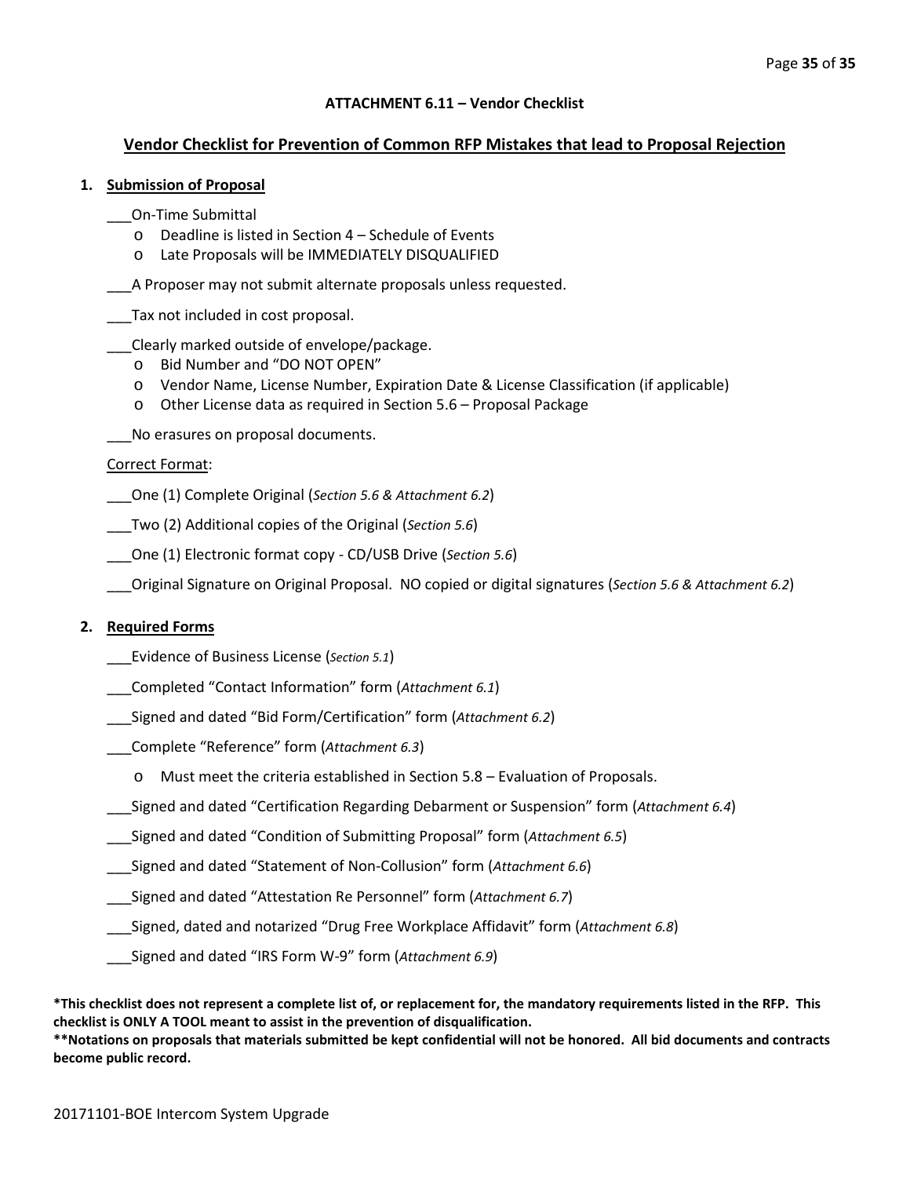**ATTACHMENT 6.11 – Vendor Checklist**

## Vendor Checklist for Prevention of Common RFP Mistakes that lead to Proposal Rejection

### 1. Submission of Proposal

___On-Time Submittal

- Deadline is listed in Section 4 – Schedule of Events
- Late Proposals will be IMMEDIATELY DISQUALIFIED

___A Proposer may not submit alternate proposals unless requested.

___Tax not included in cost proposal.

___Clearly marked outside of envelope/package.

- Bid Number and "DO NOT OPEN"
- Vendor Name, License Number, Expiration Date & License Classification (if applicable)
- Other License data as required in Section 5.6 – Proposal Package

___No erasures on proposal documents.

Correct Format:

___One (1) Complete Original (*Section 5.6 & Attachment 6.2*)

___Two (2) Additional copies of the Original (*Section 5.6*)

___One (1) Electronic format copy - CD/USB Drive (*Section 5.6*)

___Original Signature on Original Proposal. NO copied or digital signatures (*Section 5.6 & Attachment 6.2*)

### 2. Required Forms

___Evidence of Business License (*Section 5.1*)

___Completed "Contact Information" form (*Attachment 6.1*)

___Signed and dated "Bid Form/Certification" form (*Attachment 6.2*)

___Complete "Reference" form (*Attachment 6.3*)

- Must meet the criteria established in Section 5.8 – Evaluation of Proposals.

___Signed and dated "Certification Regarding Debarment or Suspension" form (*Attachment 6.4*)

___Signed and dated "Condition of Submitting Proposal" form (*Attachment 6.5*)

___Signed and dated "Statement of Non-Collusion" form (*Attachment 6.6*)

___Signed and dated "Attestation Re Personnel" form (*Attachment 6.7*)

___Signed, dated and notarized "Drug Free Workplace Affidavit" form (*Attachment 6.8*)

___Signed and dated "IRS Form W-9" form (*Attachment 6.9*)

**\*This checklist does not represent a complete list of, or replacement for, the mandatory requirements listed in the RFP. This checklist is ONLY A TOOL meant to assist in the prevention of disqualification.**
**\*\*Notations on proposals that materials submitted be kept confidential will not be honored. All bid documents and contracts become public record.**